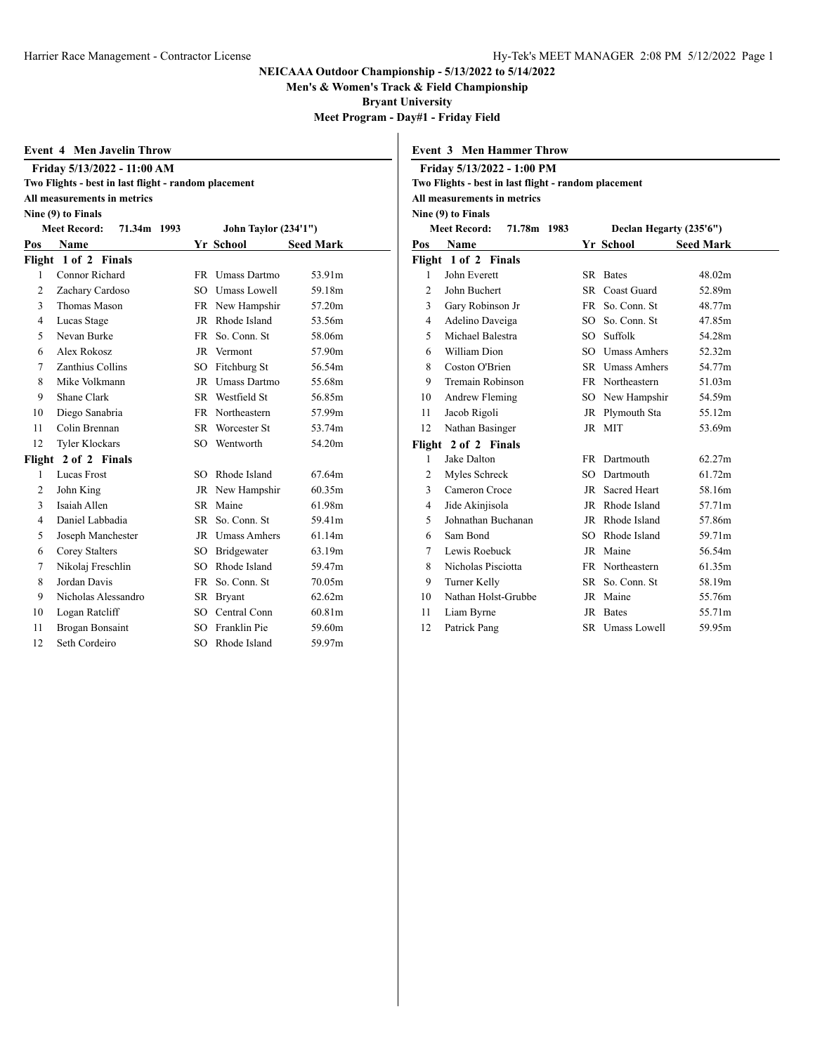# NEICAAA Outdoor Championship - 5/13/2022 to 5/14/2022

**Men's & Women's Track & Field Championship**

**Bryant University**

**Meet Program - Day#1 - Friday Field**

## Event 4 Men Javelin Throw

**Friday 5/13/2022 - 11:00 AM**

**Two Flights - best in last flight - random placement**

**All measurements in metrics**

**Nine (9) to Finals**

**Meet Record: 71.34m 1993 John Taylor (234'1")**

| Pos | Name | Yr | School | Seed Mark |
|---|---|---|---|---|
| **Flight 1 of 2 Finals** | | | | |
| 1 | Connor Richard | FR | Umass Dartmo | 53.91m |
| 2 | Zachary Cardoso | SO | Umass Lowell | 59.18m |
| 3 | Thomas Mason | FR | New Hampshir | 57.20m |
| 4 | Lucas Stage | JR | Rhode Island | 53.56m |
| 5 | Nevan Burke | FR | So. Conn. St | 58.06m |
| 6 | Alex Rokosz | JR | Vermont | 57.90m |
| 7 | Zanthius Collins | SO | Fitchburg St | 56.54m |
| 8 | Mike Volkmann | JR | Umass Dartmo | 55.68m |
| 9 | Shane Clark | SR | Westfield St | 56.85m |
| 10 | Diego Sanabria | FR | Northeastern | 57.99m |
| 11 | Colin Brennan | SR | Worcester St | 53.74m |
| 12 | Tyler Klockars | SO | Wentworth | 54.20m |
| **Flight 2 of 2 Finals** | | | | |
| 1 | Lucas Frost | SO | Rhode Island | 67.64m |
| 2 | John King | JR | New Hampshir | 60.35m |
| 3 | Isaiah Allen | SR | Maine | 61.98m |
| 4 | Daniel Labbadia | SR | So. Conn. St | 59.41m |
| 5 | Joseph Manchester | JR | Umass Amhers | 61.14m |
| 6 | Corey Stalters | SO | Bridgewater | 63.19m |
| 7 | Nikolaj Freschlin | SO | Rhode Island | 59.47m |
| 8 | Jordan Davis | FR | So. Conn. St | 70.05m |
| 9 | Nicholas Alessandro | SR | Bryant | 62.62m |
| 10 | Logan Ratcliff | SO | Central Conn | 60.81m |
| 11 | Brogan Bonsaint | SO | Franklin Pie | 59.60m |
| 12 | Seth Cordeiro | SO | Rhode Island | 59.97m |

## Event 3 Men Hammer Throw

**Friday 5/13/2022 - 1:00 PM**

**Two Flights - best in last flight - random placement**

**All measurements in metrics**

**Nine (9) to Finals**

**Meet Record: 71.78m 1983 Declan Hegarty (235'6")**

| Pos | Name | Yr | School | Seed Mark |
|---|---|---|---|---|
| **Flight 1 of 2 Finals** | | | | |
| 1 | John Everett | SR | Bates | 48.02m |
| 2 | John Buchert | SR | Coast Guard | 52.89m |
| 3 | Gary Robinson Jr | FR | So. Conn. St | 48.77m |
| 4 | Adelino Daveiga | SO | So. Conn. St | 47.85m |
| 5 | Michael Balestra | SO | Suffolk | 54.28m |
| 6 | William Dion | SO | Umass Amhers | 52.32m |
| 8 | Coston O'Brien | SR | Umass Amhers | 54.77m |
| 9 | Tremain Robinson | FR | Northeastern | 51.03m |
| 10 | Andrew Fleming | SO | New Hampshir | 54.59m |
| 11 | Jacob Rigoli | JR | Plymouth Sta | 55.12m |
| 12 | Nathan Basinger | JR | MIT | 53.69m |
| **Flight 2 of 2 Finals** | | | | |
| 1 | Jake Dalton | FR | Dartmouth | 62.27m |
| 2 | Myles Schreck | SO | Dartmouth | 61.72m |
| 3 | Cameron Croce | JR | Sacred Heart | 58.16m |
| 4 | Jide Akinjisola | JR | Rhode Island | 57.71m |
| 5 | Johnathan Buchanan | JR | Rhode Island | 57.86m |
| 6 | Sam Bond | SO | Rhode Island | 59.71m |
| 7 | Lewis Roebuck | JR | Maine | 56.54m |
| 8 | Nicholas Pisciotta | FR | Northeastern | 61.35m |
| 9 | Turner Kelly | SR | So. Conn. St | 58.19m |
| 10 | Nathan Holst-Grubbe | JR | Maine | 55.76m |
| 11 | Liam Byrne | JR | Bates | 55.71m |
| 12 | Patrick Pang | SR | Umass Lowell | 59.95m |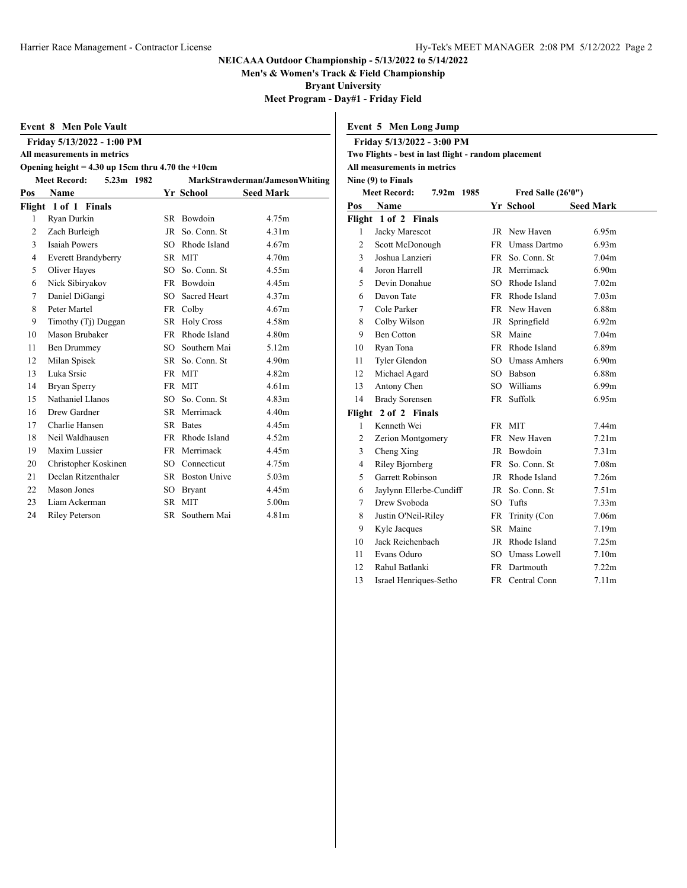# NEICAAA Outdoor Championship - 5/13/2022 to 5/14/2022

## Men's & Women's Track & Field Championship

## Bryant University

## Meet Program - Day#1 - Friday Field

### Event 8 Men Pole Vault

**Friday 5/13/2022 - 1:00 PM**

**All measurements in metrics**

**Opening height = 4.30 up 15cm thru 4.70 the +10cm**

**Meet Record: 5.23m 1982 MarkStrawderman/JamesonWhiting**

| Pos | Name | Yr | School | Seed Mark |
|---|---|---|---|---|
| **Flight 1 of 1 Finals** | | | | |
| 1 | Ryan Durkin | SR | Bowdoin | 4.75m |
| 2 | Zach Burleigh | JR | So. Conn. St | 4.31m |
| 3 | Isaiah Powers | SO | Rhode Island | 4.67m |
| 4 | Everett Brandyberry | SR | MIT | 4.70m |
| 5 | Oliver Hayes | SO | So. Conn. St | 4.55m |
| 6 | Nick Sibiryakov | FR | Bowdoin | 4.45m |
| 7 | Daniel DiGangi | SO | Sacred Heart | 4.37m |
| 8 | Peter Martel | FR | Colby | 4.67m |
| 9 | Timothy (Tj) Duggan | SR | Holy Cross | 4.58m |
| 10 | Mason Brubaker | FR | Rhode Island | 4.80m |
| 11 | Ben Drummey | SO | Southern Mai | 5.12m |
| 12 | Milan Spisek | SR | So. Conn. St | 4.90m |
| 13 | Luka Srsic | FR | MIT | 4.82m |
| 14 | Bryan Sperry | FR | MIT | 4.61m |
| 15 | Nathaniel Llanos | SO | So. Conn. St | 4.83m |
| 16 | Drew Gardner | SR | Merrimack | 4.40m |
| 17 | Charlie Hansen | SR | Bates | 4.45m |
| 18 | Neil Waldhausen | FR | Rhode Island | 4.52m |
| 19 | Maxim Lussier | FR | Merrimack | 4.45m |
| 20 | Christopher Koskinen | SO | Connecticut | 4.75m |
| 21 | Declan Ritzenthaler | SR | Boston Unive | 5.03m |
| 22 | Mason Jones | SO | Bryant | 4.45m |
| 23 | Liam Ackerman | SR | MIT | 5.00m |
| 24 | Riley Peterson | SR | Southern Mai | 4.81m |

### Event 5 Men Long Jump

**Friday 5/13/2022 - 3:00 PM**

**Two Flights - best in last flight - random placement**

**All measurements in metrics**

**Nine (9) to Finals**

**Meet Record: 7.92m 1985 Fred Salle (26'0")**

| Pos | Name | Yr | School | Seed Mark |
|---|---|---|---|---|
| **Flight 1 of 2 Finals** | | | | |
| 1 | Jacky Marescot | JR | New Haven | 6.95m |
| 2 | Scott McDonough | FR | Umass Dartmo | 6.93m |
| 3 | Joshua Lanzieri | FR | So. Conn. St | 7.04m |
| 4 | Joron Harrell | JR | Merrimack | 6.90m |
| 5 | Devin Donahue | SO | Rhode Island | 7.02m |
| 6 | Davon Tate | FR | Rhode Island | 7.03m |
| 7 | Cole Parker | FR | New Haven | 6.88m |
| 8 | Colby Wilson | JR | Springfield | 6.92m |
| 9 | Ben Cotton | SR | Maine | 7.04m |
| 10 | Ryan Tona | FR | Rhode Island | 6.89m |
| 11 | Tyler Glendon | SO | Umass Amhers | 6.90m |
| 12 | Michael Agard | SO | Babson | 6.88m |
| 13 | Antony Chen | SO | Williams | 6.99m |
| 14 | Brady Sorensen | FR | Suffolk | 6.95m |
| **Flight 2 of 2 Finals** | | | | |
| 1 | Kenneth Wei | FR | MIT | 7.44m |
| 2 | Zerion Montgomery | FR | New Haven | 7.21m |
| 3 | Cheng Xing | JR | Bowdoin | 7.31m |
| 4 | Riley Bjornberg | FR | So. Conn. St | 7.08m |
| 5 | Garrett Robinson | JR | Rhode Island | 7.26m |
| 6 | Jaylynn Ellerbe-Cundiff | JR | So. Conn. St | 7.51m |
| 7 | Drew Svoboda | SO | Tufts | 7.33m |
| 8 | Justin O'Neil-Riley | FR | Trinity (Con | 7.06m |
| 9 | Kyle Jacques | SR | Maine | 7.19m |
| 10 | Jack Reichenbach | JR | Rhode Island | 7.25m |
| 11 | Evans Oduro | SO | Umass Lowell | 7.10m |
| 12 | Rahul Batlanki | FR | Dartmouth | 7.22m |
| 13 | Israel Henriques-Setho | FR | Central Conn | 7.11m |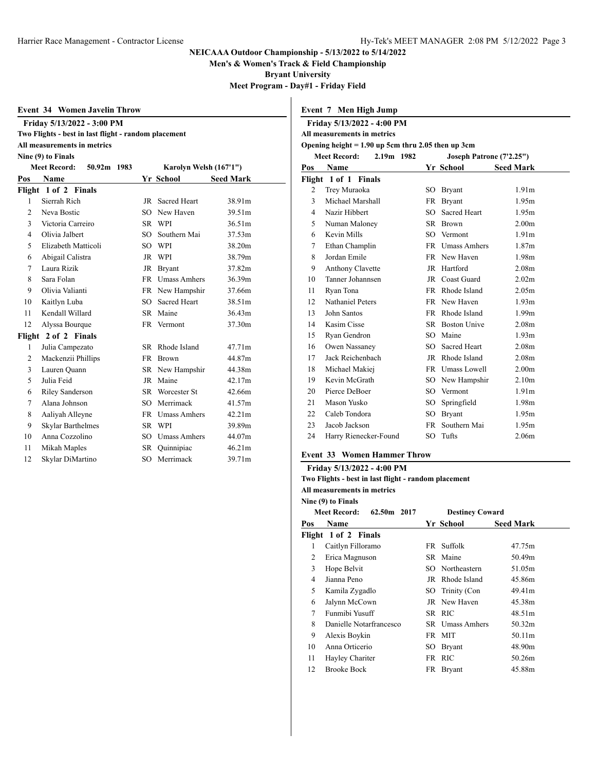# NEICAAA Outdoor Championship - 5/13/2022 to 5/14/2022

**Men's & Women's Track & Field Championship**

**Bryant University**

**Meet Program - Day#1 - Friday Field**

## Event 34 Women Javelin Throw

**Friday 5/13/2022 - 3:00 PM**

**Two Flights - best in last flight - random placement**

**All measurements in metrics**

**Nine (9) to Finals**

**Meet Record: 50.92m 1983 Karolyn Welsh (167'1")**

| Pos | Name | Yr | School | Seed Mark |
|---|---|---|---|---|
| **Flight 1 of 2 Finals** | | | | |
| 1 | Sierrah Rich | JR | Sacred Heart | 38.91m |
| 2 | Neva Bostic | SO | New Haven | 39.51m |
| 3 | Victoria Carreiro | SR | WPI | 36.51m |
| 4 | Olivia Jalbert | SO | Southern Mai | 37.53m |
| 5 | Elizabeth Matticoli | SO | WPI | 38.20m |
| 6 | Abigail Calistra | JR | WPI | 38.79m |
| 7 | Laura Rizik | JR | Bryant | 37.82m |
| 8 | Sara Folan | FR | Umass Amhers | 36.39m |
| 9 | Olivia Valianti | FR | New Hampshir | 37.66m |
| 10 | Kaitlyn Luba | SO | Sacred Heart | 38.51m |
| 11 | Kendall Willard | SR | Maine | 36.43m |
| 12 | Alyssa Bourque | FR | Vermont | 37.30m |
| **Flight 2 of 2 Finals** | | | | |
| 1 | Julia Campezato | SR | Rhode Island | 47.71m |
| 2 | Mackenzii Phillips | FR | Brown | 44.87m |
| 3 | Lauren Quann | SR | New Hampshir | 44.38m |
| 5 | Julia Feid | JR | Maine | 42.17m |
| 6 | Riley Sanderson | SR | Worcester St | 42.66m |
| 7 | Alana Johnson | SO | Merrimack | 41.57m |
| 8 | Aaliyah Alleyne | FR | Umass Amhers | 42.21m |
| 9 | Skylar Barthelmes | SR | WPI | 39.89m |
| 10 | Anna Cozzolino | SO | Umass Amhers | 44.07m |
| 11 | Mikah Maples | SR | Quinnipiac | 46.21m |
| 12 | Skylar DiMartino | SO | Merrimack | 39.71m |

## Event 7 Men High Jump

**Friday 5/13/2022 - 4:00 PM**

**All measurements in metrics**

**Opening height = 1.90 up 5cm thru 2.05 then up 3cm**

**Meet Record: 2.19m 1982 Joseph Patrone (7'2.25")**

| Pos | Name | Yr | School | Seed Mark |
|---|---|---|---|---|
| **Flight 1 of 1 Finals** | | | | |
| 2 | Trey Muraoka | SO | Bryant | 1.91m |
| 3 | Michael Marshall | FR | Bryant | 1.95m |
| 4 | Nazir Hibbert | SO | Sacred Heart | 1.95m |
| 5 | Numan Maloney | SR | Brown | 2.00m |
| 6 | Kevin Mills | SO | Vermont | 1.91m |
| 7 | Ethan Champlin | FR | Umass Amhers | 1.87m |
| 8 | Jordan Emile | FR | New Haven | 1.98m |
| 9 | Anthony Clavette | JR | Hartford | 2.08m |
| 10 | Tanner Johannsen | JR | Coast Guard | 2.02m |
| 11 | Ryan Tona | FR | Rhode Island | 2.05m |
| 12 | Nathaniel Peters | FR | New Haven | 1.93m |
| 13 | John Santos | FR | Rhode Island | 1.99m |
| 14 | Kasim Cisse | SR | Boston Unive | 2.08m |
| 15 | Ryan Gendron | SO | Maine | 1.93m |
| 16 | Owen Nassaney | SO | Sacred Heart | 2.08m |
| 17 | Jack Reichenbach | JR | Rhode Island | 2.08m |
| 18 | Michael Makiej | FR | Umass Lowell | 2.00m |
| 19 | Kevin McGrath | SO | New Hampshir | 2.10m |
| 20 | Pierce DeBoer | SO | Vermont | 1.91m |
| 21 | Mason Yusko | SO | Springfield | 1.98m |
| 22 | Caleb Tondora | SO | Bryant | 1.95m |
| 23 | Jacob Jackson | FR | Southern Mai | 1.95m |
| 24 | Harry Rienecker-Found | SO | Tufts | 2.06m |

## Event 33 Women Hammer Throw

**Friday 5/13/2022 - 4:00 PM**

**Two Flights - best in last flight - random placement**

**All measurements in metrics**

**Nine (9) to Finals**

**Meet Record: 62.50m 2017 Destiney Coward**

| Pos | Name | Yr | School | Seed Mark |
|---|---|---|---|---|
| **Flight 1 of 2 Finals** | | | | |
| 1 | Caitlyn Filloramo | FR | Suffolk | 47.75m |
| 2 | Erica Magnuson | SR | Maine | 50.49m |
| 3 | Hope Belvit | SO | Northeastern | 51.05m |
| 4 | Jianna Peno | JR | Rhode Island | 45.86m |
| 5 | Kamila Zygadlo | SO | Trinity (Con | 49.41m |
| 6 | Jalynn McCown | JR | New Haven | 45.38m |
| 7 | Funmibi Yusuff | SR | RIC | 48.51m |
| 8 | Danielle Notarfrancesco | SR | Umass Amhers | 50.32m |
| 9 | Alexis Boykin | FR | MIT | 50.11m |
| 10 | Anna Orticerio | SO | Bryant | 48.90m |
| 11 | Hayley Chariter | FR | RIC | 50.26m |
| 12 | Brooke Bock | FR | Bryant | 45.88m |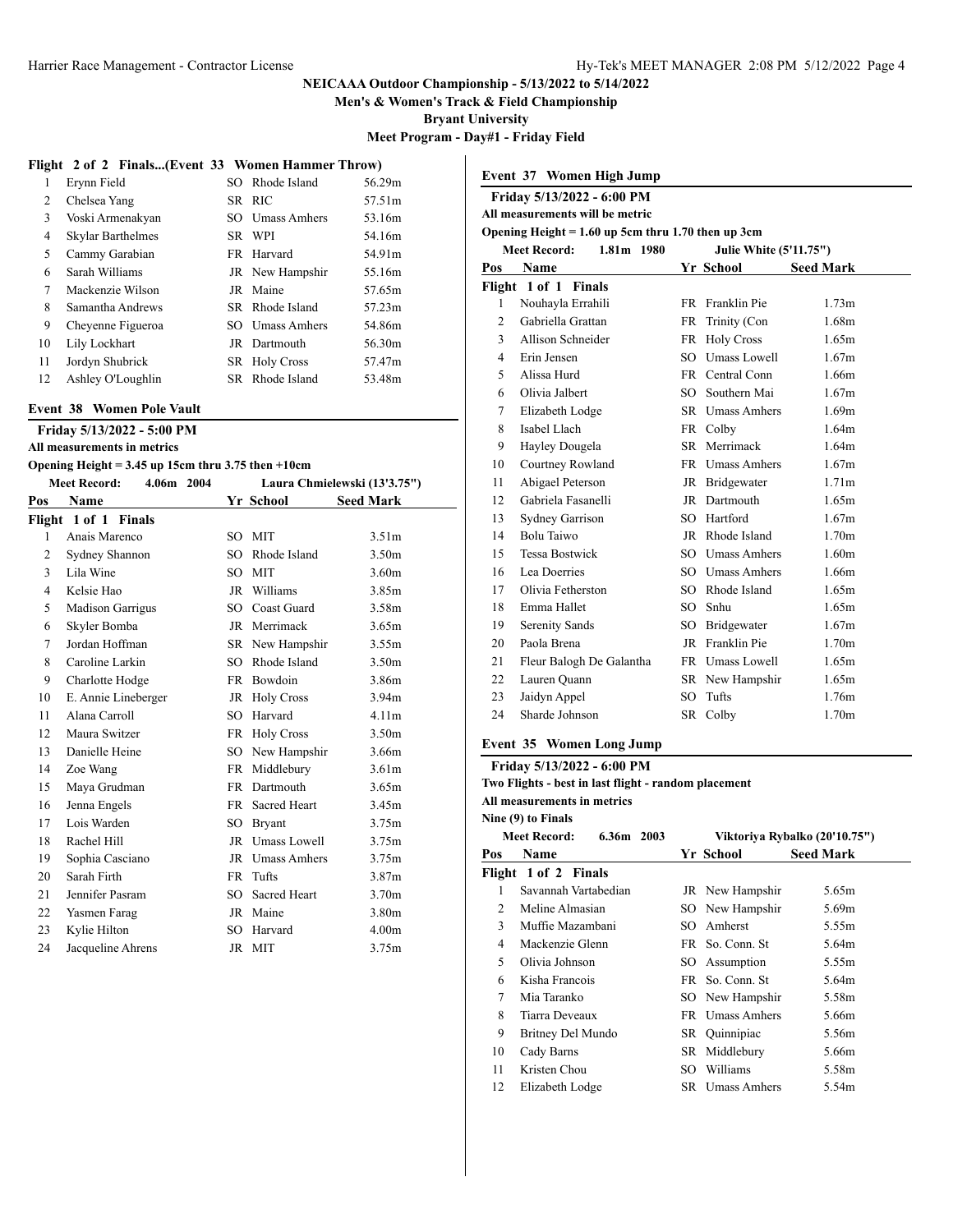# NEICAAA Outdoor Championship - 5/13/2022 to 5/14/2022

**Men's & Women's Track & Field Championship**

**Bryant University**

**Meet Program - Day#1 - Friday Field**

### Flight 2 of 2 Finals...(Event 33 Women Hammer Throw)

| Pos | Name | Yr | School | Seed Mark |
|---|---|---|---|---|
| 1 | Erynn Field | SO | Rhode Island | 56.29m |
| 2 | Chelsea Yang | SR | RIC | 57.51m |
| 3 | Voski Armenakyan | SO | Umass Amhers | 53.16m |
| 4 | Skylar Barthelmes | SR | WPI | 54.16m |
| 5 | Cammy Garabian | FR | Harvard | 54.91m |
| 6 | Sarah Williams | JR | New Hampshir | 55.16m |
| 7 | Mackenzie Wilson | JR | Maine | 57.65m |
| 8 | Samantha Andrews | SR | Rhode Island | 57.23m |
| 9 | Cheyenne Figueroa | SO | Umass Amhers | 54.86m |
| 10 | Lily Lockhart | JR | Dartmouth | 56.30m |
| 11 | Jordyn Shubrick | SR | Holy Cross | 57.47m |
| 12 | Ashley O'Loughlin | SR | Rhode Island | 53.48m |

## Event 38 Women Pole Vault

**Friday 5/13/2022 - 5:00 PM**

**All measurements in metrics**

**Opening Height = 3.45 up 15cm thru 3.75 then +10cm**

**Meet Record: 4.06m 2004 Laura Chmielewski (13'3.75")**

| Pos | Name | Yr | School | Seed Mark |
|---|---|---|---|---|
| **Flight 1 of 1 Finals** | | | | |
| 1 | Anais Marenco | SO | MIT | 3.51m |
| 2 | Sydney Shannon | SO | Rhode Island | 3.50m |
| 3 | Lila Wine | SO | MIT | 3.60m |
| 4 | Kelsie Hao | JR | Williams | 3.85m |
| 5 | Madison Garrigus | SO | Coast Guard | 3.58m |
| 6 | Skyler Bomba | JR | Merrimack | 3.65m |
| 7 | Jordan Hoffman | SR | New Hampshir | 3.55m |
| 8 | Caroline Larkin | SO | Rhode Island | 3.50m |
| 9 | Charlotte Hodge | FR | Bowdoin | 3.86m |
| 10 | E. Annie Lineberger | JR | Holy Cross | 3.94m |
| 11 | Alana Carroll | SO | Harvard | 4.11m |
| 12 | Maura Switzer | FR | Holy Cross | 3.50m |
| 13 | Danielle Heine | SO | New Hampshir | 3.66m |
| 14 | Zoe Wang | FR | Middlebury | 3.61m |
| 15 | Maya Grudman | FR | Dartmouth | 3.65m |
| 16 | Jenna Engels | FR | Sacred Heart | 3.45m |
| 17 | Lois Warden | SO | Bryant | 3.75m |
| 18 | Rachel Hill | JR | Umass Lowell | 3.75m |
| 19 | Sophia Casciano | JR | Umass Amhers | 3.75m |
| 20 | Sarah Firth | FR | Tufts | 3.87m |
| 21 | Jennifer Pasram | SO | Sacred Heart | 3.70m |
| 22 | Yasmen Farag | JR | Maine | 3.80m |
| 23 | Kylie Hilton | SO | Harvard | 4.00m |
| 24 | Jacqueline Ahrens | JR | MIT | 3.75m |

## Event 37 Women High Jump

**Friday 5/13/2022 - 6:00 PM**

**All measurements will be metric**

**Opening Height = 1.60 up 5cm thru 1.70 then up 3cm**

**Meet Record: 1.81m 1980 Julie White (5'11.75")**

| Pos | Name | Yr | School | Seed Mark |
|---|---|---|---|---|
| **Flight 1 of 1 Finals** | | | | |
| 1 | Nouhayla Errahili | FR | Franklin Pie | 1.73m |
| 2 | Gabriella Grattan | FR | Trinity (Con | 1.68m |
| 3 | Allison Schneider | FR | Holy Cross | 1.65m |
| 4 | Erin Jensen | SO | Umass Lowell | 1.67m |
| 5 | Alissa Hurd | FR | Central Conn | 1.66m |
| 6 | Olivia Jalbert | SO | Southern Mai | 1.67m |
| 7 | Elizabeth Lodge | SR | Umass Amhers | 1.69m |
| 8 | Isabel Llach | FR | Colby | 1.64m |
| 9 | Hayley Dougela | SR | Merrimack | 1.64m |
| 10 | Courtney Rowland | FR | Umass Amhers | 1.67m |
| 11 | Abigael Peterson | JR | Bridgewater | 1.71m |
| 12 | Gabriela Fasanelli | JR | Dartmouth | 1.65m |
| 13 | Sydney Garrison | SO | Hartford | 1.67m |
| 14 | Bolu Taiwo | JR | Rhode Island | 1.70m |
| 15 | Tessa Bostwick | SO | Umass Amhers | 1.60m |
| 16 | Lea Doerries | SO | Umass Amhers | 1.66m |
| 17 | Olivia Fetherston | SO | Rhode Island | 1.65m |
| 18 | Emma Hallet | SO | Snhu | 1.65m |
| 19 | Serenity Sands | SO | Bridgewater | 1.67m |
| 20 | Paola Brena | JR | Franklin Pie | 1.70m |
| 21 | Fleur Balogh De Galantha | FR | Umass Lowell | 1.65m |
| 22 | Lauren Quann | SR | New Hampshir | 1.65m |
| 23 | Jaidyn Appel | SO | Tufts | 1.76m |
| 24 | Sharde Johnson | SR | Colby | 1.70m |

## Event 35 Women Long Jump

**Friday 5/13/2022 - 6:00 PM**

**Two Flights - best in last flight - random placement**

**All measurements in metrics**

**Nine (9) to Finals**

**Meet Record: 6.36m 2003 Viktoriya Rybalko (20'10.75")**

| Pos | Name | Yr | School | Seed Mark |
|---|---|---|---|---|
| **Flight 1 of 2 Finals** | | | | |
| 1 | Savannah Vartabedian | JR | New Hampshir | 5.65m |
| 2 | Meline Almasian | SO | New Hampshir | 5.69m |
| 3 | Muffie Mazambani | SO | Amherst | 5.55m |
| 4 | Mackenzie Glenn | FR | So. Conn. St | 5.64m |
| 5 | Olivia Johnson | SO | Assumption | 5.55m |
| 6 | Kisha Francois | FR | So. Conn. St | 5.64m |
| 7 | Mia Taranko | SO | New Hampshir | 5.58m |
| 8 | Tiarra Deveaux | FR | Umass Amhers | 5.66m |
| 9 | Britney Del Mundo | SR | Quinnipiac | 5.56m |
| 10 | Cady Barns | SR | Middlebury | 5.66m |
| 11 | Kristen Chou | SO | Williams | 5.58m |
| 12 | Elizabeth Lodge | SR | Umass Amhers | 5.54m |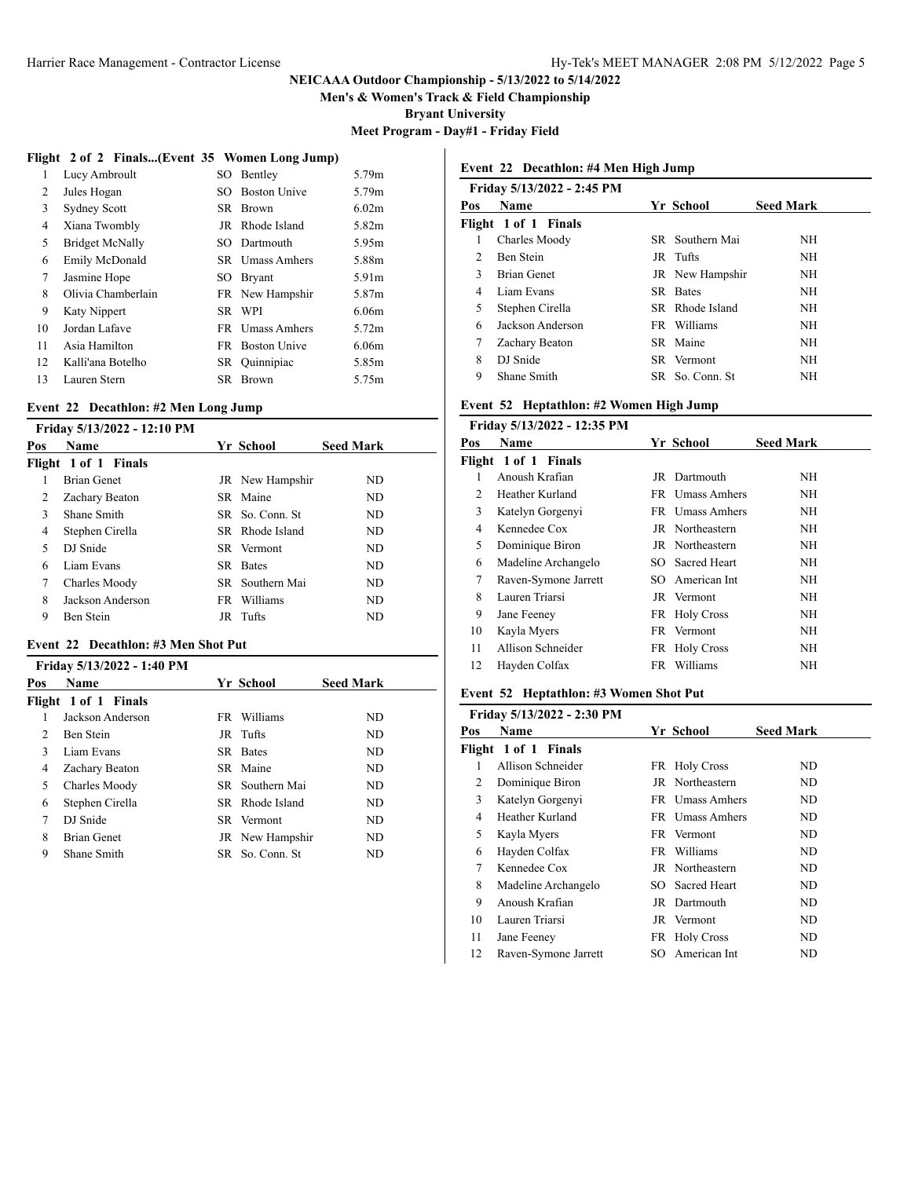# NEICAAA Outdoor Championship - 5/13/2022 to 5/14/2022

**Men's & Women's Track & Field Championship**

**Bryant University**

**Meet Program - Day#1 - Friday Field**

### Flight 2 of 2 Finals...(Event 35 Women Long Jump)

| Pos | Name | Yr | School | Seed Mark |
|---|---|---|---|---|
| 1 | Lucy Ambroult | SO | Bentley | 5.79m |
| 2 | Jules Hogan | SO | Boston Unive | 5.79m |
| 3 | Sydney Scott | SR | Brown | 6.02m |
| 4 | Xiana Twombly | JR | Rhode Island | 5.82m |
| 5 | Bridget McNally | SO | Dartmouth | 5.95m |
| 6 | Emily McDonald | SR | Umass Amhers | 5.88m |
| 7 | Jasmine Hope | SO | Bryant | 5.91m |
| 8 | Olivia Chamberlain | FR | New Hampshir | 5.87m |
| 9 | Katy Nippert | SR | WPI | 6.06m |
| 10 | Jordan Lafave | FR | Umass Amhers | 5.72m |
| 11 | Asia Hamilton | FR | Boston Unive | 6.06m |
| 12 | Kalli'ana Botelho | SR | Quinnipiac | 5.85m |
| 13 | Lauren Stern | SR | Brown | 5.75m |

### Event 22 Decathlon: #2 Men Long Jump

Friday 5/13/2022 - 12:10 PM

| Pos | Name | Yr | School | Seed Mark |
|---|---|---|---|---|
| **Flight 1 of 1 Finals** | | | | |
| 1 | Brian Genet | JR | New Hampshir | ND |
| 2 | Zachary Beaton | SR | Maine | ND |
| 3 | Shane Smith | SR | So. Conn. St | ND |
| 4 | Stephen Cirella | SR | Rhode Island | ND |
| 5 | DJ Snide | SR | Vermont | ND |
| 6 | Liam Evans | SR | Bates | ND |
| 7 | Charles Moody | SR | Southern Mai | ND |
| 8 | Jackson Anderson | FR | Williams | ND |
| 9 | Ben Stein | JR | Tufts | ND |

### Event 22 Decathlon: #3 Men Shot Put

Friday 5/13/2022 - 1:40 PM

| Pos | Name | Yr | School | Seed Mark |
|---|---|---|---|---|
| **Flight 1 of 1 Finals** | | | | |
| 1 | Jackson Anderson | FR | Williams | ND |
| 2 | Ben Stein | JR | Tufts | ND |
| 3 | Liam Evans | SR | Bates | ND |
| 4 | Zachary Beaton | SR | Maine | ND |
| 5 | Charles Moody | SR | Southern Mai | ND |
| 6 | Stephen Cirella | SR | Rhode Island | ND |
| 7 | DJ Snide | SR | Vermont | ND |
| 8 | Brian Genet | JR | New Hampshir | ND |
| 9 | Shane Smith | SR | So. Conn. St | ND |

### Event 22 Decathlon: #4 Men High Jump

Friday 5/13/2022 - 2:45 PM

| Pos | Name | Yr | School | Seed Mark |
|---|---|---|---|---|
| **Flight 1 of 1 Finals** | | | | |
| 1 | Charles Moody | SR | Southern Mai | NH |
| 2 | Ben Stein | JR | Tufts | NH |
| 3 | Brian Genet | JR | New Hampshir | NH |
| 4 | Liam Evans | SR | Bates | NH |
| 5 | Stephen Cirella | SR | Rhode Island | NH |
| 6 | Jackson Anderson | FR | Williams | NH |
| 7 | Zachary Beaton | SR | Maine | NH |
| 8 | DJ Snide | SR | Vermont | NH |
| 9 | Shane Smith | SR | So. Conn. St | NH |

### Event 52 Heptathlon: #2 Women High Jump

Friday 5/13/2022 - 12:35 PM

| Pos | Name | Yr | School | Seed Mark |
|---|---|---|---|---|
| **Flight 1 of 1 Finals** | | | | |
| 1 | Anoush Krafian | JR | Dartmouth | NH |
| 2 | Heather Kurland | FR | Umass Amhers | NH |
| 3 | Katelyn Gorgenyi | FR | Umass Amhers | NH |
| 4 | Kennedee Cox | JR | Northeastern | NH |
| 5 | Dominique Biron | JR | Northeastern | NH |
| 6 | Madeline Archangelo | SO | Sacred Heart | NH |
| 7 | Raven-Symone Jarrett | SO | American Int | NH |
| 8 | Lauren Triarsi | JR | Vermont | NH |
| 9 | Jane Feeney | FR | Holy Cross | NH |
| 10 | Kayla Myers | FR | Vermont | NH |
| 11 | Allison Schneider | FR | Holy Cross | NH |
| 12 | Hayden Colfax | FR | Williams | NH |

### Event 52 Heptathlon: #3 Women Shot Put

Friday 5/13/2022 - 2:30 PM

| Pos | Name | Yr | School | Seed Mark |
|---|---|---|---|---|
| **Flight 1 of 1 Finals** | | | | |
| 1 | Allison Schneider | FR | Holy Cross | ND |
| 2 | Dominique Biron | JR | Northeastern | ND |
| 3 | Katelyn Gorgenyi | FR | Umass Amhers | ND |
| 4 | Heather Kurland | FR | Umass Amhers | ND |
| 5 | Kayla Myers | FR | Vermont | ND |
| 6 | Hayden Colfax | FR | Williams | ND |
| 7 | Kennedee Cox | JR | Northeastern | ND |
| 8 | Madeline Archangelo | SO | Sacred Heart | ND |
| 9 | Anoush Krafian | JR | Dartmouth | ND |
| 10 | Lauren Triarsi | JR | Vermont | ND |
| 11 | Jane Feeney | FR | Holy Cross | ND |
| 12 | Raven-Symone Jarrett | SO | American Int | ND |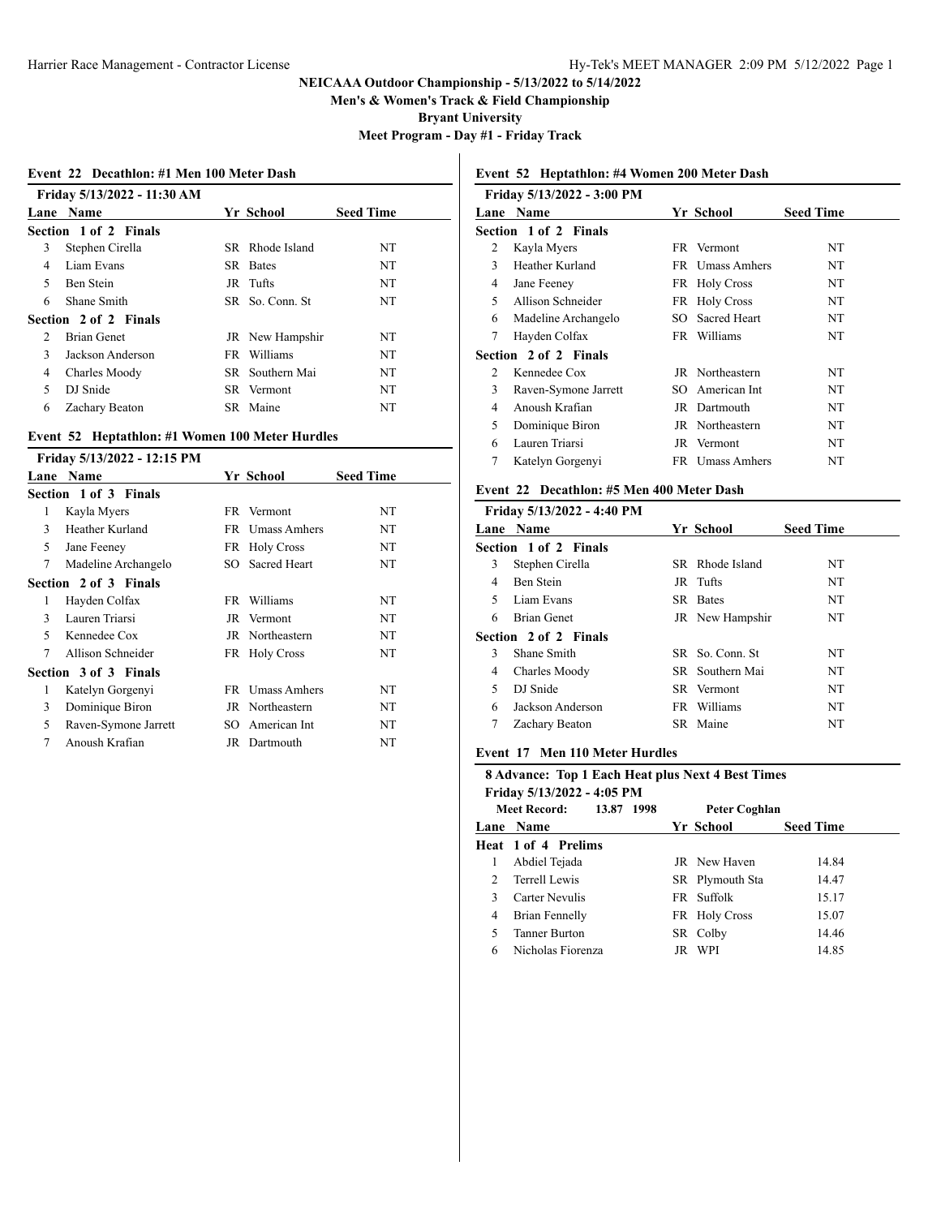# NEICAAA Outdoor Championship - 5/13/2022 to 5/14/2022

**Men's & Women's Track & Field Championship**

**Bryant University**

**Meet Program - Day #1 - Friday Track**

### Event 22 Decathlon: #1 Men 100 Meter Dash

**Friday 5/13/2022 - 11:30 AM**

| Lane | Name | Yr | School | Seed Time |
|---|---|---|---|---|
| **Section 1 of 2 Finals** | | | | |
| 3 | Stephen Cirella | SR | Rhode Island | NT |
| 4 | Liam Evans | SR | Bates | NT |
| 5 | Ben Stein | JR | Tufts | NT |
| 6 | Shane Smith | SR | So. Conn. St | NT |
| **Section 2 of 2 Finals** | | | | |
| 2 | Brian Genet | JR | New Hampshir | NT |
| 3 | Jackson Anderson | FR | Williams | NT |
| 4 | Charles Moody | SR | Southern Mai | NT |
| 5 | DJ Snide | SR | Vermont | NT |
| 6 | Zachary Beaton | SR | Maine | NT |

### Event 52 Heptathlon: #1 Women 100 Meter Hurdles

**Friday 5/13/2022 - 12:15 PM**

| Lane | Name | Yr | School | Seed Time |
|---|---|---|---|---|
| **Section 1 of 3 Finals** | | | | |
| 1 | Kayla Myers | FR | Vermont | NT |
| 3 | Heather Kurland | FR | Umass Amhers | NT |
| 5 | Jane Feeney | FR | Holy Cross | NT |
| 7 | Madeline Archangelo | SO | Sacred Heart | NT |
| **Section 2 of 3 Finals** | | | | |
| 1 | Hayden Colfax | FR | Williams | NT |
| 3 | Lauren Triarsi | JR | Vermont | NT |
| 5 | Kennedee Cox | JR | Northeastern | NT |
| 7 | Allison Schneider | FR | Holy Cross | NT |
| **Section 3 of 3 Finals** | | | | |
| 1 | Katelyn Gorgenyi | FR | Umass Amhers | NT |
| 3 | Dominique Biron | JR | Northeastern | NT |
| 5 | Raven-Symone Jarrett | SO | American Int | NT |
| 7 | Anoush Krafian | JR | Dartmouth | NT |

### Event 52 Heptathlon: #4 Women 200 Meter Dash

**Friday 5/13/2022 - 3:00 PM**

| Lane | Name | Yr | School | Seed Time |
|---|---|---|---|---|
| **Section 1 of 2 Finals** | | | | |
| 2 | Kayla Myers | FR | Vermont | NT |
| 3 | Heather Kurland | FR | Umass Amhers | NT |
| 4 | Jane Feeney | FR | Holy Cross | NT |
| 5 | Allison Schneider | FR | Holy Cross | NT |
| 6 | Madeline Archangelo | SO | Sacred Heart | NT |
| 7 | Hayden Colfax | FR | Williams | NT |
| **Section 2 of 2 Finals** | | | | |
| 2 | Kennedee Cox | JR | Northeastern | NT |
| 3 | Raven-Symone Jarrett | SO | American Int | NT |
| 4 | Anoush Krafian | JR | Dartmouth | NT |
| 5 | Dominique Biron | JR | Northeastern | NT |
| 6 | Lauren Triarsi | JR | Vermont | NT |
| 7 | Katelyn Gorgenyi | FR | Umass Amhers | NT |

### Event 22 Decathlon: #5 Men 400 Meter Dash

**Friday 5/13/2022 - 4:40 PM**

| Lane | Name | Yr | School | Seed Time |
|---|---|---|---|---|
| **Section 1 of 2 Finals** | | | | |
| 3 | Stephen Cirella | SR | Rhode Island | NT |
| 4 | Ben Stein | JR | Tufts | NT |
| 5 | Liam Evans | SR | Bates | NT |
| 6 | Brian Genet | JR | New Hampshir | NT |
| **Section 2 of 2 Finals** | | | | |
| 3 | Shane Smith | SR | So. Conn. St | NT |
| 4 | Charles Moody | SR | Southern Mai | NT |
| 5 | DJ Snide | SR | Vermont | NT |
| 6 | Jackson Anderson | FR | Williams | NT |
| 7 | Zachary Beaton | SR | Maine | NT |

### Event 17 Men 110 Meter Hurdles

**8 Advance: Top 1 Each Heat plus Next 4 Best Times**

**Friday 5/13/2022 - 4:05 PM**

**Meet Record: 13.87 1998 Peter Coghlan**

| Lane | Name | Yr | School | Seed Time |
|---|---|---|---|---|
| **Heat 1 of 4 Prelims** | | | | |
| 1 | Abdiel Tejada | JR | New Haven | 14.84 |
| 2 | Terrell Lewis | SR | Plymouth Sta | 14.47 |
| 3 | Carter Nevulis | FR | Suffolk | 15.17 |
| 4 | Brian Fennelly | FR | Holy Cross | 15.07 |
| 5 | Tanner Burton | SR | Colby | 14.46 |
| 6 | Nicholas Fiorenza | JR | WPI | 14.85 |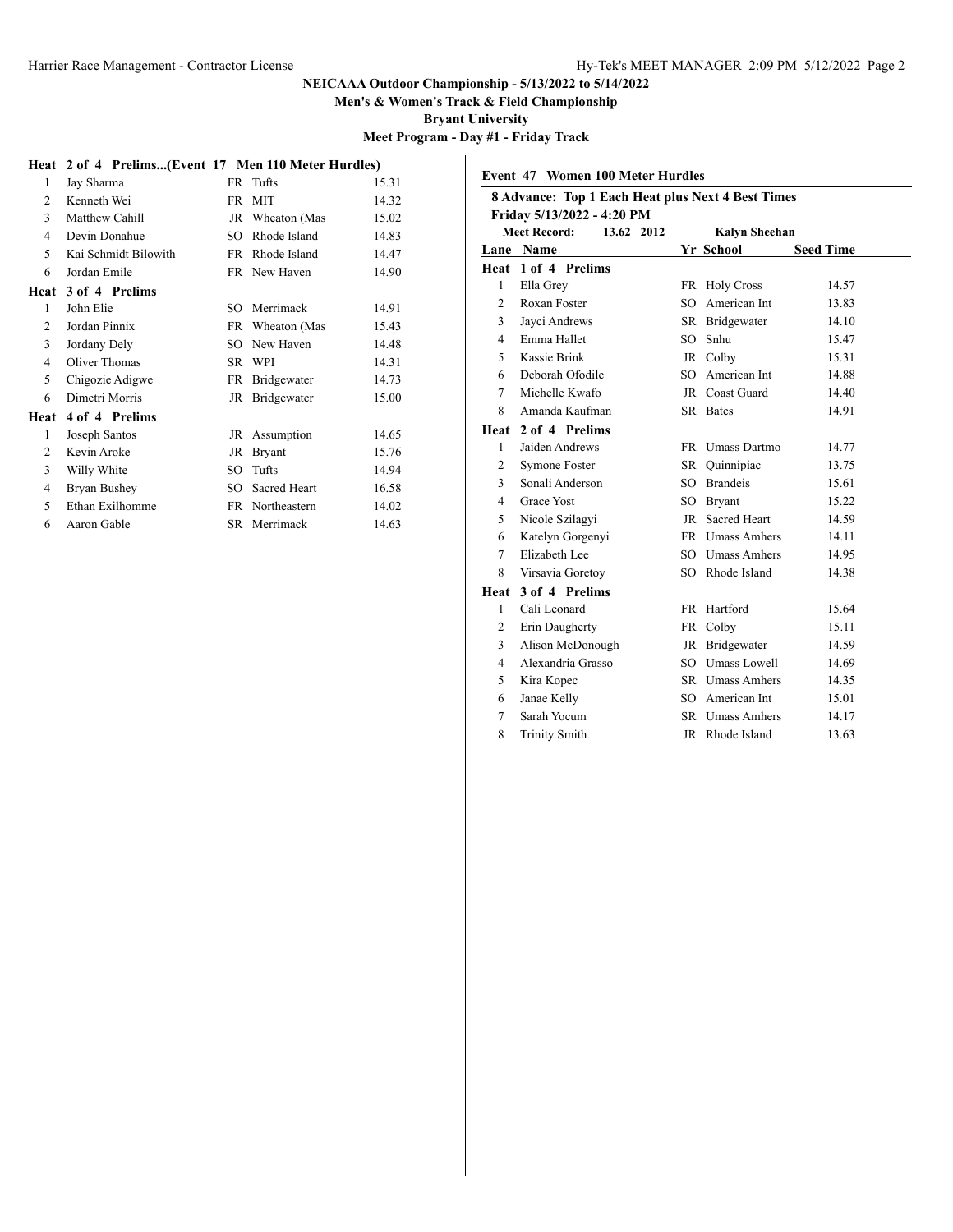NEICAAA Outdoor Championship - 5/13/2022 to 5/14/2022

Men's & Women's Track & Field Championship

Bryant University

Meet Program - Day #1 - Friday Track

**Heat 2 of 4 Prelims...(Event 17 Men 110 Meter Hurdles)**

| Lane | Name | Yr | School | Seed Time |
|---|---|---|---|---|
| 1 | Jay Sharma | FR | Tufts | 15.31 |
| 2 | Kenneth Wei | FR | MIT | 14.32 |
| 3 | Matthew Cahill | JR | Wheaton (Mas | 15.02 |
| 4 | Devin Donahue | SO | Rhode Island | 14.83 |
| 5 | Kai Schmidt Bilowith | FR | Rhode Island | 14.47 |
| 6 | Jordan Emile | FR | New Haven | 14.90 |
| **Heat 3 of 4 Prelims** | | | | |
| 1 | John Elie | SO | Merrimack | 14.91 |
| 2 | Jordan Pinnix | FR | Wheaton (Mas | 15.43 |
| 3 | Jordany Dely | SO | New Haven | 14.48 |
| 4 | Oliver Thomas | SR | WPI | 14.31 |
| 5 | Chigozie Adigwe | FR | Bridgewater | 14.73 |
| 6 | Dimetri Morris | JR | Bridgewater | 15.00 |
| **Heat 4 of 4 Prelims** | | | | |
| 1 | Joseph Santos | JR | Assumption | 14.65 |
| 2 | Kevin Aroke | JR | Bryant | 15.76 |
| 3 | Willy White | SO | Tufts | 14.94 |
| 4 | Bryan Bushey | SO | Sacred Heart | 16.58 |
| 5 | Ethan Exilhomme | FR | Northeastern | 14.02 |
| 6 | Aaron Gable | SR | Merrimack | 14.63 |

## Event 47 Women 100 Meter Hurdles

**8 Advance: Top 1 Each Heat plus Next 4 Best Times**

**Friday 5/13/2022 - 4:20 PM**

**Meet Record:** 13.62 2012 Kalyn Sheehan

| Lane | Name | Yr | School | Seed Time |
|---|---|---|---|---|
| **Heat 1 of 4 Prelims** | | | | |
| 1 | Ella Grey | FR | Holy Cross | 14.57 |
| 2 | Roxan Foster | SO | American Int | 13.83 |
| 3 | Jayci Andrews | SR | Bridgewater | 14.10 |
| 4 | Emma Hallet | SO | Snhu | 15.47 |
| 5 | Kassie Brink | JR | Colby | 15.31 |
| 6 | Deborah Ofodile | SO | American Int | 14.88 |
| 7 | Michelle Kwafo | JR | Coast Guard | 14.40 |
| 8 | Amanda Kaufman | SR | Bates | 14.91 |
| **Heat 2 of 4 Prelims** | | | | |
| 1 | Jaiden Andrews | FR | Umass Dartmo | 14.77 |
| 2 | Symone Foster | SR | Quinnipiac | 13.75 |
| 3 | Sonali Anderson | SO | Brandeis | 15.61 |
| 4 | Grace Yost | SO | Bryant | 15.22 |
| 5 | Nicole Szilagyi | JR | Sacred Heart | 14.59 |
| 6 | Katelyn Gorgenyi | FR | Umass Amhers | 14.11 |
| 7 | Elizabeth Lee | SO | Umass Amhers | 14.95 |
| 8 | Virsavia Goretoy | SO | Rhode Island | 14.38 |
| **Heat 3 of 4 Prelims** | | | | |
| 1 | Cali Leonard | FR | Hartford | 15.64 |
| 2 | Erin Daugherty | FR | Colby | 15.11 |
| 3 | Alison McDonough | JR | Bridgewater | 14.59 |
| 4 | Alexandria Grasso | SO | Umass Lowell | 14.69 |
| 5 | Kira Kopec | SR | Umass Amhers | 14.35 |
| 6 | Janae Kelly | SO | American Int | 15.01 |
| 7 | Sarah Yocum | SR | Umass Amhers | 14.17 |
| 8 | Trinity Smith | JR | Rhode Island | 13.63 |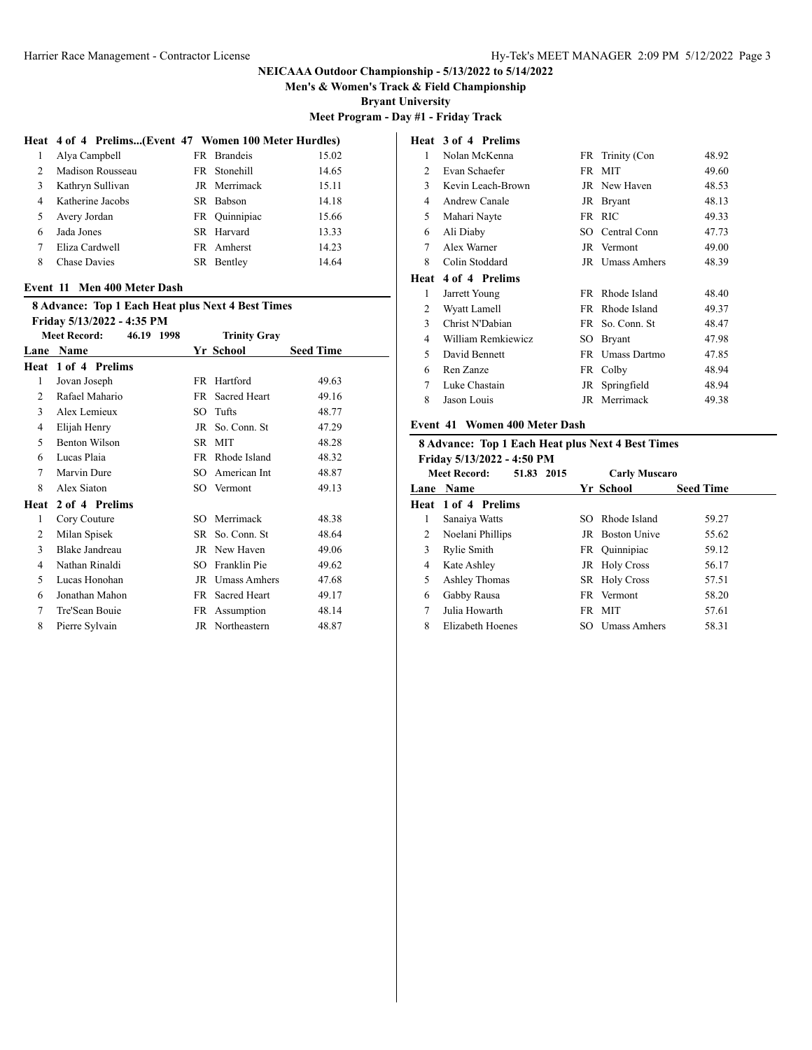## Heat 4 of 4 Prelims...(Event 47 Women 100 Meter Hurdles)

| Lane | Name | Yr | School | Seed Time |
|---|---|---|---|---|
| 1 | Alya Campbell | FR | Brandeis | 15.02 |
| 2 | Madison Rousseau | FR | Stonehill | 14.65 |
| 3 | Kathryn Sullivan | JR | Merrimack | 15.11 |
| 4 | Katherine Jacobs | SR | Babson | 14.18 |
| 5 | Avery Jordan | FR | Quinnipiac | 15.66 |
| 6 | Jada Jones | SR | Harvard | 13.33 |
| 7 | Eliza Cardwell | FR | Amherst | 14.23 |
| 8 | Chase Davies | SR | Bentley | 14.64 |

## Event 11 Men 400 Meter Dash

**8 Advance: Top 1 Each Heat plus Next 4 Best Times**

**Friday 5/13/2022 - 4:35 PM**

**Meet Record: 46.19 1998 Trinity Gray**

| Lane | Name | Yr | School | Seed Time |
|---|---|---|---|---|
| **Heat 1 of 4 Prelims** | | | | |
| 1 | Jovan Joseph | FR | Hartford | 49.63 |
| 2 | Rafael Mahario | FR | Sacred Heart | 49.16 |
| 3 | Alex Lemieux | SO | Tufts | 48.77 |
| 4 | Elijah Henry | JR | So. Conn. St | 47.29 |
| 5 | Benton Wilson | SR | MIT | 48.28 |
| 6 | Lucas Plaia | FR | Rhode Island | 48.32 |
| 7 | Marvin Dure | SO | American Int | 48.87 |
| 8 | Alex Siaton | SO | Vermont | 49.13 |
| **Heat 2 of 4 Prelims** | | | | |
| 1 | Cory Couture | SO | Merrimack | 48.38 |
| 2 | Milan Spisek | SR | So. Conn. St | 48.64 |
| 3 | Blake Jandreau | JR | New Haven | 49.06 |
| 4 | Nathan Rinaldi | SO | Franklin Pie | 49.62 |
| 5 | Lucas Honohan | JR | Umass Amhers | 47.68 |
| 6 | Jonathan Mahon | FR | Sacred Heart | 49.17 |
| 7 | Tre'Sean Bouie | FR | Assumption | 48.14 |
| 8 | Pierre Sylvain | JR | Northeastern | 48.87 |
| **Heat 3 of 4 Prelims** | | | | |
| 1 | Nolan McKenna | FR | Trinity (Con | 48.92 |
| 2 | Evan Schaefer | FR | MIT | 49.60 |
| 3 | Kevin Leach-Brown | JR | New Haven | 48.53 |
| 4 | Andrew Canale | JR | Bryant | 48.13 |
| 5 | Mahari Nayte | FR | RIC | 49.33 |
| 6 | Ali Diaby | SO | Central Conn | 47.73 |
| 7 | Alex Warner | JR | Vermont | 49.00 |
| 8 | Colin Stoddard | JR | Umass Amhers | 48.39 |
| **Heat 4 of 4 Prelims** | | | | |
| 1 | Jarrett Young | FR | Rhode Island | 48.40 |
| 2 | Wyatt Lamell | FR | Rhode Island | 49.37 |
| 3 | Christ N'Dabian | FR | So. Conn. St | 48.47 |
| 4 | William Remkiewicz | SO | Bryant | 47.98 |
| 5 | David Bennett | FR | Umass Dartmo | 47.85 |
| 6 | Ren Zanze | FR | Colby | 48.94 |
| 7 | Luke Chastain | JR | Springfield | 48.94 |
| 8 | Jason Louis | JR | Merrimack | 49.38 |

## Event 41 Women 400 Meter Dash

**8 Advance: Top 1 Each Heat plus Next 4 Best Times**

**Friday 5/13/2022 - 4:50 PM**

**Meet Record: 51.83 2015 Carly Muscaro**

| Lane | Name | Yr | School | Seed Time |
|---|---|---|---|---|
| **Heat 1 of 4 Prelims** | | | | |
| 1 | Sanaiya Watts | SO | Rhode Island | 59.27 |
| 2 | Noelani Phillips | JR | Boston Unive | 55.62 |
| 3 | Rylie Smith | FR | Quinnipiac | 59.12 |
| 4 | Kate Ashley | JR | Holy Cross | 56.17 |
| 5 | Ashley Thomas | SR | Holy Cross | 57.51 |
| 6 | Gabby Rausa | FR | Vermont | 58.20 |
| 7 | Julia Howarth | FR | MIT | 57.61 |
| 8 | Elizabeth Hoenes | SO | Umass Amhers | 58.31 |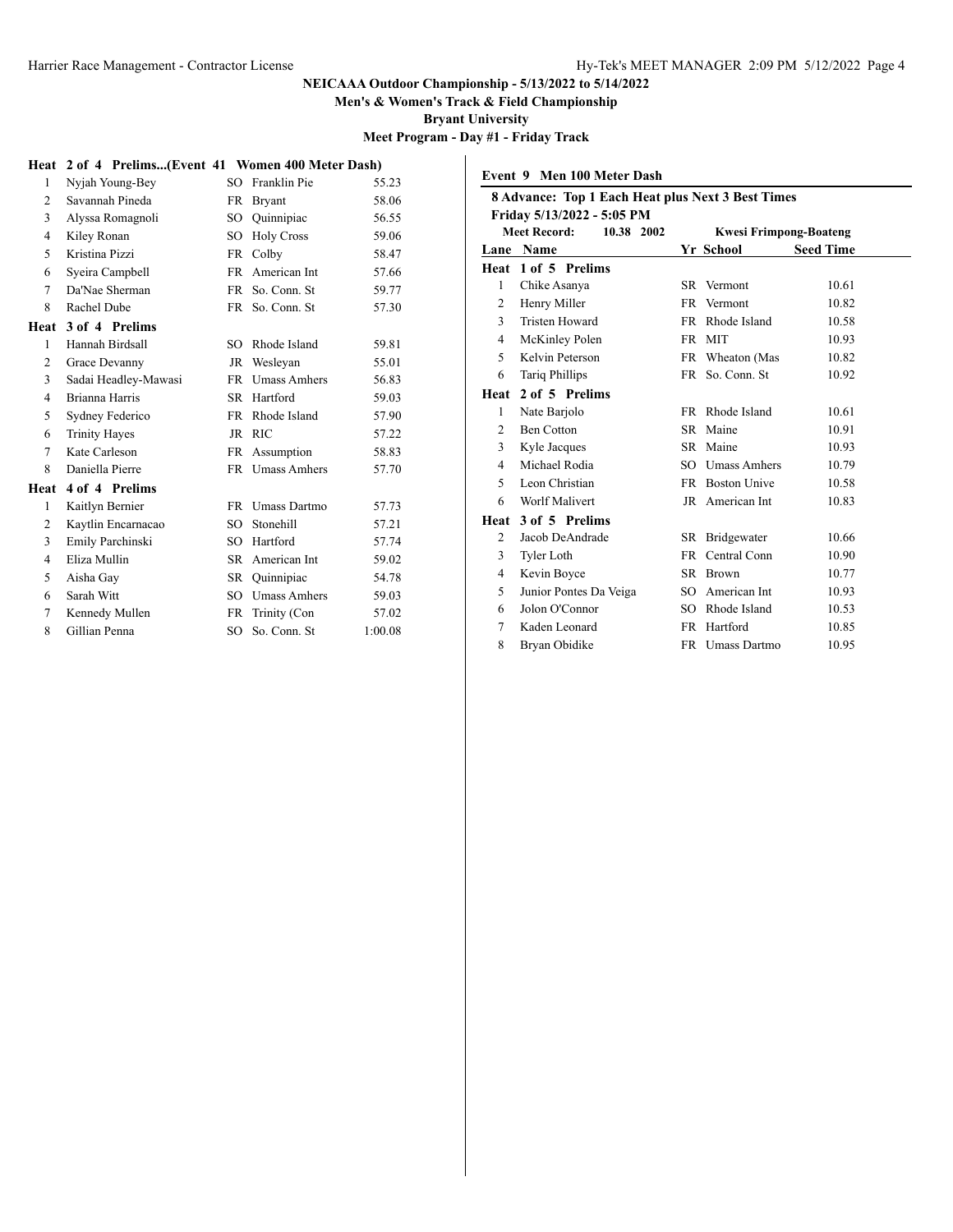NEICAAA Outdoor Championship - 5/13/2022 to 5/14/2022

Men's & Women's Track & Field Championship

Bryant University

Meet Program - Day #1 - Friday Track

**Heat 2 of 4 Prelims...(Event 41 Women 400 Meter Dash)**

| Lane | Name | Yr | School | Seed Time |
|---|---|---|---|---|
| 1 | Nyjah Young-Bey | SO | Franklin Pie | 55.23 |
| 2 | Savannah Pineda | FR | Bryant | 58.06 |
| 3 | Alyssa Romagnoli | SO | Quinnipiac | 56.55 |
| 4 | Kiley Ronan | SO | Holy Cross | 59.06 |
| 5 | Kristina Pizzi | FR | Colby | 58.47 |
| 6 | Syeira Campbell | FR | American Int | 57.66 |
| 7 | Da'Nae Sherman | FR | So. Conn. St | 59.77 |
| 8 | Rachel Dube | FR | So. Conn. St | 57.30 |

**Heat 3 of 4 Prelims**

| Lane | Name | Yr | School | Seed Time |
|---|---|---|---|---|
| 1 | Hannah Birdsall | SO | Rhode Island | 59.81 |
| 2 | Grace Devanny | JR | Wesleyan | 55.01 |
| 3 | Sadai Headley-Mawasi | FR | Umass Amhers | 56.83 |
| 4 | Brianna Harris | SR | Hartford | 59.03 |
| 5 | Sydney Federico | FR | Rhode Island | 57.90 |
| 6 | Trinity Hayes | JR | RIC | 57.22 |
| 7 | Kate Carleson | FR | Assumption | 58.83 |
| 8 | Daniella Pierre | FR | Umass Amhers | 57.70 |

**Heat 4 of 4 Prelims**

| Lane | Name | Yr | School | Seed Time |
|---|---|---|---|---|
| 1 | Kaitlyn Bernier | FR | Umass Dartmo | 57.73 |
| 2 | Kaytlin Encarnacao | SO | Stonehill | 57.21 |
| 3 | Emily Parchinski | SO | Hartford | 57.74 |
| 4 | Eliza Mullin | SR | American Int | 59.02 |
| 5 | Aisha Gay | SR | Quinnipiac | 54.78 |
| 6 | Sarah Witt | SO | Umass Amhers | 59.03 |
| 7 | Kennedy Mullen | FR | Trinity (Con | 57.02 |
| 8 | Gillian Penna | SO | So. Conn. St | 1:00.08 |

## Event 9 Men 100 Meter Dash

**8 Advance: Top 1 Each Heat plus Next 3 Best Times**

**Friday 5/13/2022 - 5:05 PM**

**Meet Record: 10.38 2002 Kwesi Frimpong-Boateng**

**Heat 1 of 5 Prelims**

| Lane | Name | Yr | School | Seed Time |
|---|---|---|---|---|
| 1 | Chike Asanya | SR | Vermont | 10.61 |
| 2 | Henry Miller | FR | Vermont | 10.82 |
| 3 | Tristen Howard | FR | Rhode Island | 10.58 |
| 4 | McKinley Polen | FR | MIT | 10.93 |
| 5 | Kelvin Peterson | FR | Wheaton (Mas | 10.82 |
| 6 | Tariq Phillips | FR | So. Conn. St | 10.92 |

**Heat 2 of 5 Prelims**

| Lane | Name | Yr | School | Seed Time |
|---|---|---|---|---|
| 1 | Nate Barjolo | FR | Rhode Island | 10.61 |
| 2 | Ben Cotton | SR | Maine | 10.91 |
| 3 | Kyle Jacques | SR | Maine | 10.93 |
| 4 | Michael Rodia | SO | Umass Amhers | 10.79 |
| 5 | Leon Christian | FR | Boston Unive | 10.58 |
| 6 | Worlf Malivert | JR | American Int | 10.83 |

**Heat 3 of 5 Prelims**

| Lane | Name | Yr | School | Seed Time |
|---|---|---|---|---|
| 2 | Jacob DeAndrade | SR | Bridgewater | 10.66 |
| 3 | Tyler Loth | FR | Central Conn | 10.90 |
| 4 | Kevin Boyce | SR | Brown | 10.77 |
| 5 | Junior Pontes Da Veiga | SO | American Int | 10.93 |
| 6 | Jolon O'Connor | SO | Rhode Island | 10.53 |
| 7 | Kaden Leonard | FR | Hartford | 10.85 |
| 8 | Bryan Obidike | FR | Umass Dartmo | 10.95 |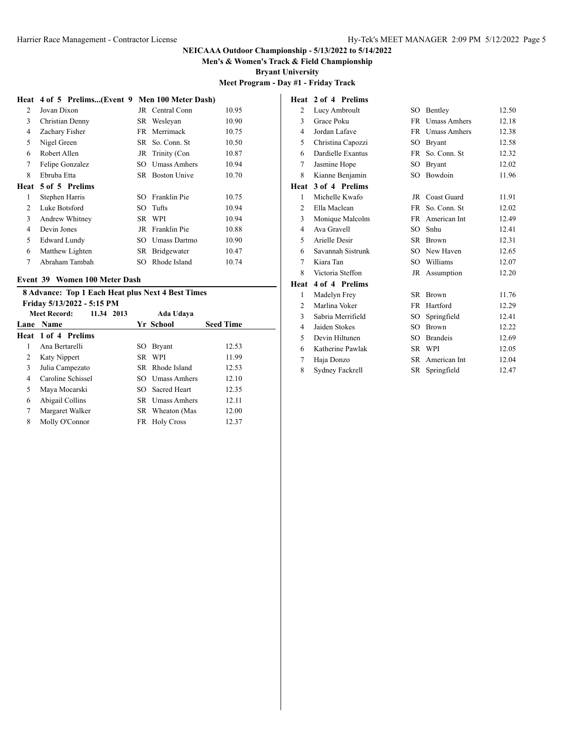## NEICAAA Outdoor Championship - 5/13/2022 to 5/14/2022

**Men's & Women's Track & Field Championship**

**Bryant University**

**Meet Program - Day #1 - Friday Track**

### Heat 4 of 5 Prelims...(Event 9 Men 100 Meter Dash)

| Lane | Name | Yr | School | Seed Time |
|---|---|---|---|---|
| 2 | Jovan Dixon | JR | Central Conn | 10.95 |
| 3 | Christian Denny | SR | Wesleyan | 10.90 |
| 4 | Zachary Fisher | FR | Merrimack | 10.75 |
| 5 | Nigel Green | SR | So. Conn. St | 10.50 |
| 6 | Robert Allen | JR | Trinity (Con | 10.87 |
| 7 | Felipe Gonzalez | SO | Umass Amhers | 10.94 |
| 8 | Ebruba Etta | SR | Boston Unive | 10.70 |

### Heat 5 of 5 Prelims

| Lane | Name | Yr | School | Seed Time |
|---|---|---|---|---|
| 1 | Stephen Harris | SO | Franklin Pie | 10.75 |
| 2 | Luke Botsford | SO | Tufts | 10.94 |
| 3 | Andrew Whitney | SR | WPI | 10.94 |
| 4 | Devin Jones | JR | Franklin Pie | 10.88 |
| 5 | Edward Lundy | SO | Umass Dartmo | 10.90 |
| 6 | Matthew Lighten | SR | Bridgewater | 10.47 |
| 7 | Abraham Tambah | SO | Rhode Island | 10.74 |

## Event 39 Women 100 Meter Dash

**8 Advance: Top 1 Each Heat plus Next 4 Best Times**

**Friday 5/13/2022 - 5:15 PM**

**Meet Record: 11.34 2013 Ada Udaya**

### Heat 1 of 4 Prelims

| Lane | Name | Yr | School | Seed Time |
|---|---|---|---|---|
| 1 | Ana Bertarelli | SO | Bryant | 12.53 |
| 2 | Katy Nippert | SR | WPI | 11.99 |
| 3 | Julia Campezato | SR | Rhode Island | 12.53 |
| 4 | Caroline Schissel | SO | Umass Amhers | 12.10 |
| 5 | Maya Mocarski | SO | Sacred Heart | 12.35 |
| 6 | Abigail Collins | SR | Umass Amhers | 12.11 |
| 7 | Margaret Walker | SR | Wheaton (Mas | 12.00 |
| 8 | Molly O'Connor | FR | Holy Cross | 12.37 |

### Heat 2 of 4 Prelims

| Lane | Name | Yr | School | Seed Time |
|---|---|---|---|---|
| 2 | Lucy Ambroult | SO | Bentley | 12.50 |
| 3 | Grace Poku | FR | Umass Amhers | 12.18 |
| 4 | Jordan Lafave | FR | Umass Amhers | 12.38 |
| 5 | Christina Capozzi | SO | Bryant | 12.58 |
| 6 | Dardielle Exantus | FR | So. Conn. St | 12.32 |
| 7 | Jasmine Hope | SO | Bryant | 12.02 |
| 8 | Kianne Benjamin | SO | Bowdoin | 11.96 |

### Heat 3 of 4 Prelims

| Lane | Name | Yr | School | Seed Time |
|---|---|---|---|---|
| 1 | Michelle Kwafo | JR | Coast Guard | 11.91 |
| 2 | Ella Maclean | FR | So. Conn. St | 12.02 |
| 3 | Monique Malcolm | FR | American Int | 12.49 |
| 4 | Ava Gravell | SO | Snhu | 12.41 |
| 5 | Arielle Desir | SR | Brown | 12.31 |
| 6 | Savannah Sistrunk | SO | New Haven | 12.65 |
| 7 | Kiara Tan | SO | Williams | 12.07 |
| 8 | Victoria Steffon | JR | Assumption | 12.20 |

### Heat 4 of 4 Prelims

| Lane | Name | Yr | School | Seed Time |
|---|---|---|---|---|
| 1 | Madelyn Frey | SR | Brown | 11.76 |
| 2 | Marlina Voker | FR | Hartford | 12.29 |
| 3 | Sabria Merrifield | SO | Springfield | 12.41 |
| 4 | Jaiden Stokes | SO | Brown | 12.22 |
| 5 | Devin Hiltunen | SO | Brandeis | 12.69 |
| 6 | Katherine Pawlak | SR | WPI | 12.05 |
| 7 | Haja Donzo | SR | American Int | 12.04 |
| 8 | Sydney Fackrell | SR | Springfield | 12.47 |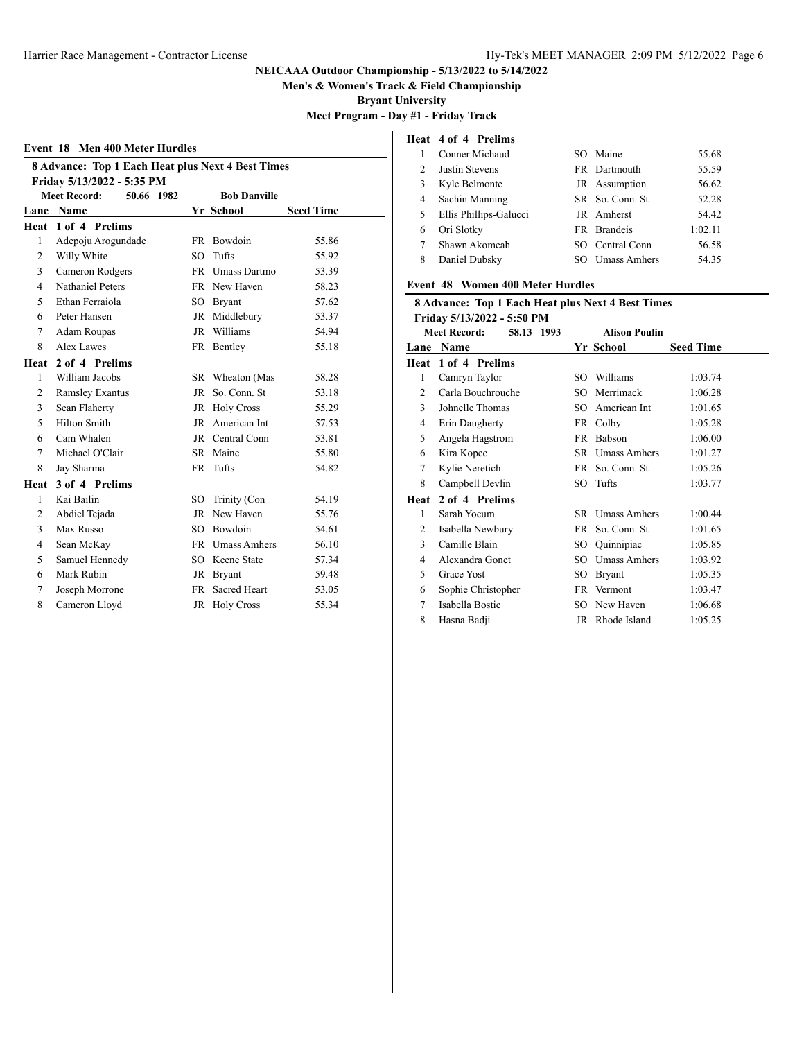# NEICAAA Outdoor Championship - 5/13/2022 to 5/14/2022

**Men's & Women's Track & Field Championship**

**Bryant University**

**Meet Program - Day #1 - Friday Track**

## Event 18 Men 400 Meter Hurdles

**8 Advance: Top 1 Each Heat plus Next 4 Best Times**

**Friday 5/13/2022 - 5:35 PM**

**Meet Record:** 50.66 1982 Bob Danville

| Lane | Name | Yr | School | Seed Time |
|---|---|---|---|---|
| **Heat 1 of 4 Prelims** | | | | |
| 1 | Adepoju Arogundade | FR | Bowdoin | 55.86 |
| 2 | Willy White | SO | Tufts | 55.92 |
| 3 | Cameron Rodgers | FR | Umass Dartmo | 53.39 |
| 4 | Nathaniel Peters | FR | New Haven | 58.23 |
| 5 | Ethan Ferraiola | SO | Bryant | 57.62 |
| 6 | Peter Hansen | JR | Middlebury | 53.37 |
| 7 | Adam Roupas | JR | Williams | 54.94 |
| 8 | Alex Lawes | FR | Bentley | 55.18 |
| **Heat 2 of 4 Prelims** | | | | |
| 1 | William Jacobs | SR | Wheaton (Mas | 58.28 |
| 2 | Ramsley Exantus | JR | So. Conn. St | 53.18 |
| 3 | Sean Flaherty | JR | Holy Cross | 55.29 |
| 5 | Hilton Smith | JR | American Int | 57.53 |
| 6 | Cam Whalen | JR | Central Conn | 53.81 |
| 7 | Michael O'Clair | SR | Maine | 55.80 |
| 8 | Jay Sharma | FR | Tufts | 54.82 |
| **Heat 3 of 4 Prelims** | | | | |
| 1 | Kai Bailin | SO | Trinity (Con | 54.19 |
| 2 | Abdiel Tejada | JR | New Haven | 55.76 |
| 3 | Max Russo | SO | Bowdoin | 54.61 |
| 4 | Sean McKay | FR | Umass Amhers | 56.10 |
| 5 | Samuel Hennedy | SO | Keene State | 57.34 |
| 6 | Mark Rubin | JR | Bryant | 59.48 |
| 7 | Joseph Morrone | FR | Sacred Heart | 53.05 |
| 8 | Cameron Lloyd | JR | Holy Cross | 55.34 |
| **Heat 4 of 4 Prelims** | | | | |
| 1 | Conner Michaud | SO | Maine | 55.68 |
| 2 | Justin Stevens | FR | Dartmouth | 55.59 |
| 3 | Kyle Belmonte | JR | Assumption | 56.62 |
| 4 | Sachin Manning | SR | So. Conn. St | 52.28 |
| 5 | Ellis Phillips-Galucci | JR | Amherst | 54.42 |
| 6 | Ori Slotky | FR | Brandeis | 1:02.11 |
| 7 | Shawn Akomeah | SO | Central Conn | 56.58 |
| 8 | Daniel Dubsky | SO | Umass Amhers | 54.35 |

## Event 48 Women 400 Meter Hurdles

**8 Advance: Top 1 Each Heat plus Next 4 Best Times**

**Friday 5/13/2022 - 5:50 PM**

**Meet Record:** 58.13 1993 Alison Poulin

| Lane | Name | Yr | School | Seed Time |
|---|---|---|---|---|
| **Heat 1 of 4 Prelims** | | | | |
| 1 | Camryn Taylor | SO | Williams | 1:03.74 |
| 2 | Carla Bouchrouche | SO | Merrimack | 1:06.28 |
| 3 | Johnelle Thomas | SO | American Int | 1:01.65 |
| 4 | Erin Daugherty | FR | Colby | 1:05.28 |
| 5 | Angela Hagstrom | FR | Babson | 1:06.00 |
| 6 | Kira Kopec | SR | Umass Amhers | 1:01.27 |
| 7 | Kylie Neretich | FR | So. Conn. St | 1:05.26 |
| 8 | Campbell Devlin | SO | Tufts | 1:03.77 |
| **Heat 2 of 4 Prelims** | | | | |
| 1 | Sarah Yocum | SR | Umass Amhers | 1:00.44 |
| 2 | Isabella Newbury | FR | So. Conn. St | 1:01.65 |
| 3 | Camille Blain | SO | Quinnipiac | 1:05.85 |
| 4 | Alexandra Gonet | SO | Umass Amhers | 1:03.92 |
| 5 | Grace Yost | SO | Bryant | 1:05.35 |
| 6 | Sophie Christopher | FR | Vermont | 1:03.47 |
| 7 | Isabella Bostic | SO | New Haven | 1:06.68 |
| 8 | Hasna Badji | JR | Rhode Island | 1:05.25 |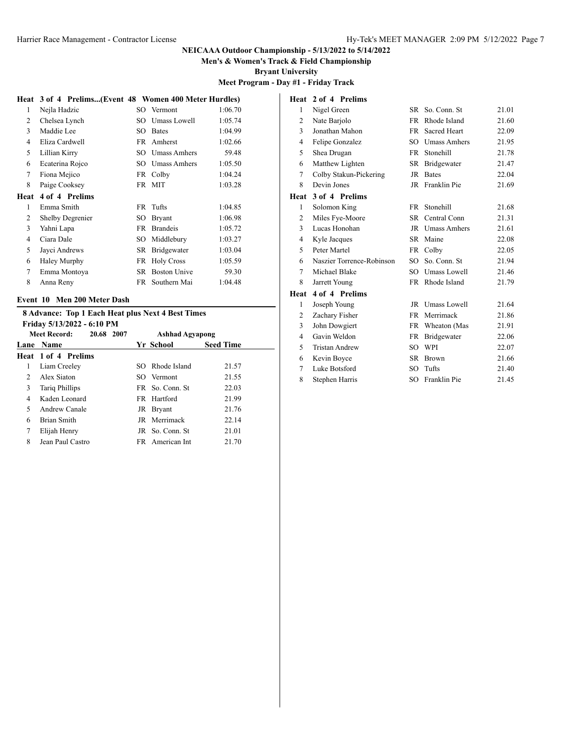**NEICAAA Outdoor Championship - 5/13/2022 to 5/14/2022**

**Men's & Women's Track & Field Championship**

**Bryant University**

**Meet Program - Day #1 - Friday Track**

**Heat 3 of 4 Prelims...(Event 48 Women 400 Meter Hurdles)**

| Lane | Name | Yr | School | Seed Time |
|---|---|---|---|---|
| 1 | Nejla Hadzic | SO | Vermont | 1:06.70 |
| 2 | Chelsea Lynch | SO | Umass Lowell | 1:05.74 |
| 3 | Maddie Lee | SO | Bates | 1:04.99 |
| 4 | Eliza Cardwell | FR | Amherst | 1:02.66 |
| 5 | Lillian Kirry | SO | Umass Amhers | 59.48 |
| 6 | Ecaterina Rojco | SO | Umass Amhers | 1:05.50 |
| 7 | Fiona Mejico | FR | Colby | 1:04.24 |
| 8 | Paige Cooksey | FR | MIT | 1:03.28 |

**Heat 4 of 4 Prelims**

| Lane | Name | Yr | School | Seed Time |
|---|---|---|---|---|
| 1 | Emma Smith | FR | Tufts | 1:04.85 |
| 2 | Shelby Degrenier | SO | Bryant | 1:06.98 |
| 3 | Yahni Lapa | FR | Brandeis | 1:05.72 |
| 4 | Ciara Dale | SO | Middlebury | 1:03.27 |
| 5 | Jayci Andrews | SR | Bridgewater | 1:03.04 |
| 6 | Haley Murphy | FR | Holy Cross | 1:05.59 |
| 7 | Emma Montoya | SR | Boston Unive | 59.30 |
| 8 | Anna Reny | FR | Southern Mai | 1:04.48 |

## Event 10 Men 200 Meter Dash

**8 Advance: Top 1 Each Heat plus Next 4 Best Times**

**Friday 5/13/2022 - 6:10 PM**

**Meet Record: 20.68 2007 Ashhad Agyapong**

**Heat 1 of 4 Prelims**

| Lane | Name | Yr | School | Seed Time |
|---|---|---|---|---|
| 1 | Liam Creeley | SO | Rhode Island | 21.57 |
| 2 | Alex Siaton | SO | Vermont | 21.55 |
| 3 | Tariq Phillips | FR | So. Conn. St | 22.03 |
| 4 | Kaden Leonard | FR | Hartford | 21.99 |
| 5 | Andrew Canale | JR | Bryant | 21.76 |
| 6 | Brian Smith | JR | Merrimack | 22.14 |
| 7 | Elijah Henry | JR | So. Conn. St | 21.01 |
| 8 | Jean Paul Castro | FR | American Int | 21.70 |

**Heat 2 of 4 Prelims**

| Lane | Name | Yr | School | Seed Time |
|---|---|---|---|---|
| 1 | Nigel Green | SR | So. Conn. St | 21.01 |
| 2 | Nate Barjolo | FR | Rhode Island | 21.60 |
| 3 | Jonathan Mahon | FR | Sacred Heart | 22.09 |
| 4 | Felipe Gonzalez | SO | Umass Amhers | 21.95 |
| 5 | Shea Drugan | FR | Stonehill | 21.78 |
| 6 | Matthew Lighten | SR | Bridgewater | 21.47 |
| 7 | Colby Stakun-Pickering | JR | Bates | 22.04 |
| 8 | Devin Jones | JR | Franklin Pie | 21.69 |

**Heat 3 of 4 Prelims**

| Lane | Name | Yr | School | Seed Time |
|---|---|---|---|---|
| 1 | Solomon King | FR | Stonehill | 21.68 |
| 2 | Miles Fye-Moore | SR | Central Conn | 21.31 |
| 3 | Lucas Honohan | JR | Umass Amhers | 21.61 |
| 4 | Kyle Jacques | SR | Maine | 22.08 |
| 5 | Peter Martel | FR | Colby | 22.05 |
| 6 | Naszier Torrence-Robinson | SO | So. Conn. St | 21.94 |
| 7 | Michael Blake | SO | Umass Lowell | 21.46 |
| 8 | Jarrett Young | FR | Rhode Island | 21.79 |

**Heat 4 of 4 Prelims**

| Lane | Name | Yr | School | Seed Time |
|---|---|---|---|---|
| 1 | Joseph Young | JR | Umass Lowell | 21.64 |
| 2 | Zachary Fisher | FR | Merrimack | 21.86 |
| 3 | John Dowgiert | FR | Wheaton (Mas | 21.91 |
| 4 | Gavin Weldon | FR | Bridgewater | 22.06 |
| 5 | Tristan Andrew | SO | WPI | 22.07 |
| 6 | Kevin Boyce | SR | Brown | 21.66 |
| 7 | Luke Botsford | SO | Tufts | 21.40 |
| 8 | Stephen Harris | SO | Franklin Pie | 21.45 |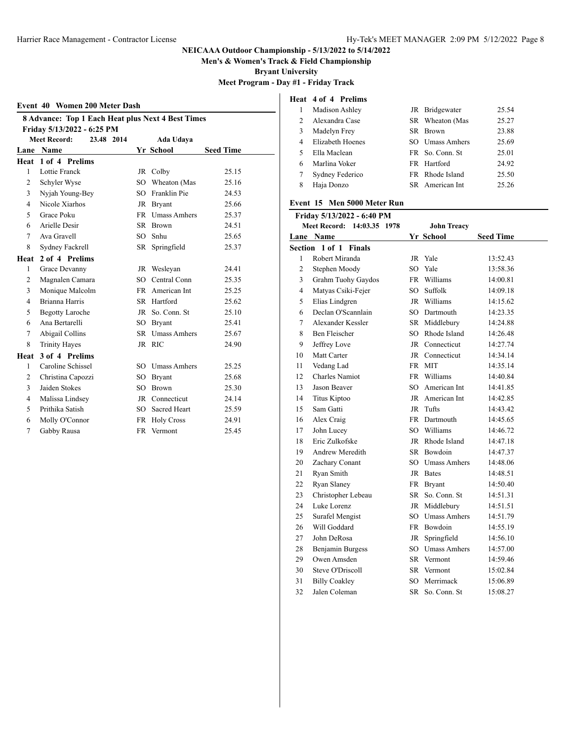**NEICAAA Outdoor Championship - 5/13/2022 to 5/14/2022**

**Men's & Women's Track & Field Championship**

**Bryant University**

**Meet Program - Day #1 - Friday Track**

### Event 40 Women 200 Meter Dash

**8 Advance: Top 1 Each Heat plus Next 4 Best Times**

**Friday 5/13/2022 - 6:25 PM**

**Meet Record: 23.48 2014 Ada Udaya**

| Lane | Name | Yr | School | Seed Time |
|---|---|---|---|---|
| **Heat 1 of 4 Prelims** | | | | |
| 1 | Lottie Franck | JR | Colby | 25.15 |
| 2 | Schyler Wyse | SO | Wheaton (Mas | 25.16 |
| 3 | Nyjah Young-Bey | SO | Franklin Pie | 24.53 |
| 4 | Nicole Xiarhos | JR | Bryant | 25.66 |
| 5 | Grace Poku | FR | Umass Amhers | 25.37 |
| 6 | Arielle Desir | SR | Brown | 24.51 |
| 7 | Ava Gravell | SO | Snhu | 25.65 |
| 8 | Sydney Fackrell | SR | Springfield | 25.37 |
| **Heat 2 of 4 Prelims** | | | | |
| 1 | Grace Devanny | JR | Wesleyan | 24.41 |
| 2 | Magnalen Camara | SO | Central Conn | 25.35 |
| 3 | Monique Malcolm | FR | American Int | 25.25 |
| 4 | Brianna Harris | SR | Hartford | 25.62 |
| 5 | Begotty Laroche | JR | So. Conn. St | 25.10 |
| 6 | Ana Bertarelli | SO | Bryant | 25.41 |
| 7 | Abigail Collins | SR | Umass Amhers | 25.67 |
| 8 | Trinity Hayes | JR | RIC | 24.90 |
| **Heat 3 of 4 Prelims** | | | | |
| 1 | Caroline Schissel | SO | Umass Amhers | 25.25 |
| 2 | Christina Capozzi | SO | Bryant | 25.68 |
| 3 | Jaiden Stokes | SO | Brown | 25.30 |
| 4 | Malissa Lindsey | JR | Connecticut | 24.14 |
| 5 | Prithika Satish | SO | Sacred Heart | 25.59 |
| 6 | Molly O'Connor | FR | Holy Cross | 24.91 |
| 7 | Gabby Rausa | FR | Vermont | 25.45 |
| **Heat 4 of 4 Prelims** | | | | |
| 1 | Madison Ashley | JR | Bridgewater | 25.54 |
| 2 | Alexandra Case | SR | Wheaton (Mas | 25.27 |
| 3 | Madelyn Frey | SR | Brown | 23.88 |
| 4 | Elizabeth Hoenes | SO | Umass Amhers | 25.69 |
| 5 | Ella Maclean | FR | So. Conn. St | 25.01 |
| 6 | Marlina Voker | FR | Hartford | 24.92 |
| 7 | Sydney Federico | FR | Rhode Island | 25.50 |
| 8 | Haja Donzo | SR | American Int | 25.26 |

### Event 15 Men 5000 Meter Run

**Friday 5/13/2022 - 6:40 PM**

**Meet Record: 14:03.35 1978 John Treacy**

| Lane | Name | Yr | School | Seed Time |
|---|---|---|---|---|
| **Section 1 of 1 Finals** | | | | |
| 1 | Robert Miranda | JR | Yale | 13:52.43 |
| 2 | Stephen Moody | SO | Yale | 13:58.36 |
| 3 | Grahm Tuohy Gaydos | FR | Williams | 14:00.81 |
| 4 | Matyas Csiki-Fejer | SO | Suffolk | 14:09.18 |
| 5 | Elias Lindgren | JR | Williams | 14:15.62 |
| 6 | Declan O'Scannlain | SO | Dartmouth | 14:23.35 |
| 7 | Alexander Kessler | SR | Middlebury | 14:24.88 |
| 8 | Ben Fleischer | SO | Rhode Island | 14:26.48 |
| 9 | Jeffrey Love | JR | Connecticut | 14:27.74 |
| 10 | Matt Carter | JR | Connecticut | 14:34.14 |
| 11 | Vedang Lad | FR | MIT | 14:35.14 |
| 12 | Charles Namiot | FR | Williams | 14:40.84 |
| 13 | Jason Beaver | SO | American Int | 14:41.85 |
| 14 | Titus Kiptoo | JR | American Int | 14:42.85 |
| 15 | Sam Gatti | JR | Tufts | 14:43.42 |
| 16 | Alex Craig | FR | Dartmouth | 14:45.65 |
| 17 | John Lucey | SO | Williams | 14:46.72 |
| 18 | Eric Zulkofske | JR | Rhode Island | 14:47.18 |
| 19 | Andrew Meredith | SR | Bowdoin | 14:47.37 |
| 20 | Zachary Conant | SO | Umass Amhers | 14:48.06 |
| 21 | Ryan Smith | JR | Bates | 14:48.51 |
| 22 | Ryan Slaney | FR | Bryant | 14:50.40 |
| 23 | Christopher Lebeau | SR | So. Conn. St | 14:51.31 |
| 24 | Luke Lorenz | JR | Middlebury | 14:51.51 |
| 25 | Surafel Mengist | SO | Umass Amhers | 14:51.79 |
| 26 | Will Goddard | FR | Bowdoin | 14:55.19 |
| 27 | John DeRosa | JR | Springfield | 14:56.10 |
| 28 | Benjamin Burgess | SO | Umass Amhers | 14:57.00 |
| 29 | Owen Amsden | SR | Vermont | 14:59.46 |
| 30 | Steve O'Driscoll | SR | Vermont | 15:02.84 |
| 31 | Billy Coakley | SO | Merrimack | 15:06.89 |
| 32 | Jalen Coleman | SR | So. Conn. St | 15:08.27 |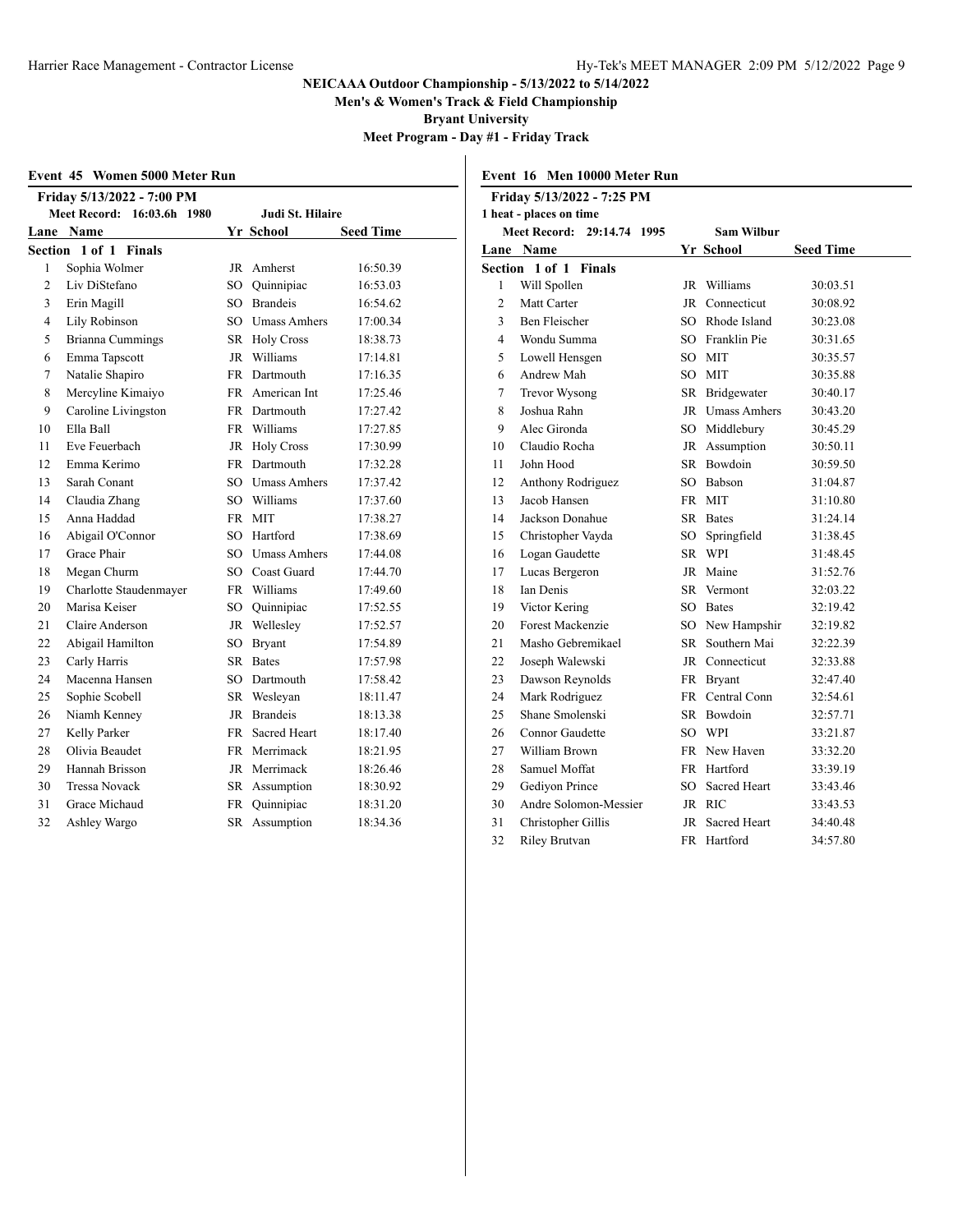# NEICAAA Outdoor Championship - 5/13/2022 to 5/14/2022

**Men's & Women's Track & Field Championship**

**Bryant University**

**Meet Program - Day #1 - Friday Track**

## Event 45 Women 5000 Meter Run

**Friday 5/13/2022 - 7:00 PM**

**Meet Record: 16:03.6h 1980 Judi St. Hilaire**

**Section 1 of 1 Finals**

| Lane | Name | Yr | School | Seed Time |
|---|---|---|---|---|
| 1 | Sophia Wolmer | JR | Amherst | 16:50.39 |
| 2 | Liv DiStefano | SO | Quinnipiac | 16:53.03 |
| 3 | Erin Magill | SO | Brandeis | 16:54.62 |
| 4 | Lily Robinson | SO | Umass Amhers | 17:00.34 |
| 5 | Brianna Cummings | SR | Holy Cross | 18:38.73 |
| 6 | Emma Tapscott | JR | Williams | 17:14.81 |
| 7 | Natalie Shapiro | FR | Dartmouth | 17:16.35 |
| 8 | Mercyline Kimaiyo | FR | American Int | 17:25.46 |
| 9 | Caroline Livingston | FR | Dartmouth | 17:27.42 |
| 10 | Ella Ball | FR | Williams | 17:27.85 |
| 11 | Eve Feuerbach | JR | Holy Cross | 17:30.99 |
| 12 | Emma Kerimo | FR | Dartmouth | 17:32.28 |
| 13 | Sarah Conant | SO | Umass Amhers | 17:37.42 |
| 14 | Claudia Zhang | SO | Williams | 17:37.60 |
| 15 | Anna Haddad | FR | MIT | 17:38.27 |
| 16 | Abigail O'Connor | SO | Hartford | 17:38.69 |
| 17 | Grace Phair | SO | Umass Amhers | 17:44.08 |
| 18 | Megan Churm | SO | Coast Guard | 17:44.70 |
| 19 | Charlotte Staudenmayer | FR | Williams | 17:49.60 |
| 20 | Marisa Keiser | SO | Quinnipiac | 17:52.55 |
| 21 | Claire Anderson | JR | Wellesley | 17:52.57 |
| 22 | Abigail Hamilton | SO | Bryant | 17:54.89 |
| 23 | Carly Harris | SR | Bates | 17:57.98 |
| 24 | Macenna Hansen | SO | Dartmouth | 17:58.42 |
| 25 | Sophie Scobell | SR | Wesleyan | 18:11.47 |
| 26 | Niamh Kenney | JR | Brandeis | 18:13.38 |
| 27 | Kelly Parker | FR | Sacred Heart | 18:17.40 |
| 28 | Olivia Beaudet | FR | Merrimack | 18:21.95 |
| 29 | Hannah Brisson | JR | Merrimack | 18:26.46 |
| 30 | Tressa Novack | SR | Assumption | 18:30.92 |
| 31 | Grace Michaud | FR | Quinnipiac | 18:31.20 |
| 32 | Ashley Wargo | SR | Assumption | 18:34.36 |

## Event 16 Men 10000 Meter Run

**Friday 5/13/2022 - 7:25 PM**

1 heat - places on time

**Meet Record: 29:14.74 1995 Sam Wilbur**

**Section 1 of 1 Finals**

| Lane | Name | Yr | School | Seed Time |
|---|---|---|---|---|
| 1 | Will Spollen | JR | Williams | 30:03.51 |
| 2 | Matt Carter | JR | Connecticut | 30:08.92 |
| 3 | Ben Fleischer | SO | Rhode Island | 30:23.08 |
| 4 | Wondu Summa | SO | Franklin Pie | 30:31.65 |
| 5 | Lowell Hensgen | SO | MIT | 30:35.57 |
| 6 | Andrew Mah | SO | MIT | 30:35.88 |
| 7 | Trevor Wysong | SR | Bridgewater | 30:40.17 |
| 8 | Joshua Rahn | JR | Umass Amhers | 30:43.20 |
| 9 | Alec Gironda | SO | Middlebury | 30:45.29 |
| 10 | Claudio Rocha | JR | Assumption | 30:50.11 |
| 11 | John Hood | SR | Bowdoin | 30:59.50 |
| 12 | Anthony Rodriguez | SO | Babson | 31:04.87 |
| 13 | Jacob Hansen | FR | MIT | 31:10.80 |
| 14 | Jackson Donahue | SR | Bates | 31:24.14 |
| 15 | Christopher Vayda | SO | Springfield | 31:38.45 |
| 16 | Logan Gaudette | SR | WPI | 31:48.45 |
| 17 | Lucas Bergeron | JR | Maine | 31:52.76 |
| 18 | Ian Denis | SR | Vermont | 32:03.22 |
| 19 | Victor Kering | SO | Bates | 32:19.42 |
| 20 | Forest Mackenzie | SO | New Hampshir | 32:19.82 |
| 21 | Masho Gebremikael | SR | Southern Mai | 32:22.39 |
| 22 | Joseph Walewski | JR | Connecticut | 32:33.88 |
| 23 | Dawson Reynolds | FR | Bryant | 32:47.40 |
| 24 | Mark Rodriguez | FR | Central Conn | 32:54.61 |
| 25 | Shane Smolenski | SR | Bowdoin | 32:57.71 |
| 26 | Connor Gaudette | SO | WPI | 33:21.87 |
| 27 | William Brown | FR | New Haven | 33:32.20 |
| 28 | Samuel Moffat | FR | Hartford | 33:39.19 |
| 29 | Gediyon Prince | SO | Sacred Heart | 33:43.46 |
| 30 | Andre Solomon-Messier | JR | RIC | 33:43.53 |
| 31 | Christopher Gillis | JR | Sacred Heart | 34:40.48 |
| 32 | Riley Brutvan | FR | Hartford | 34:57.80 |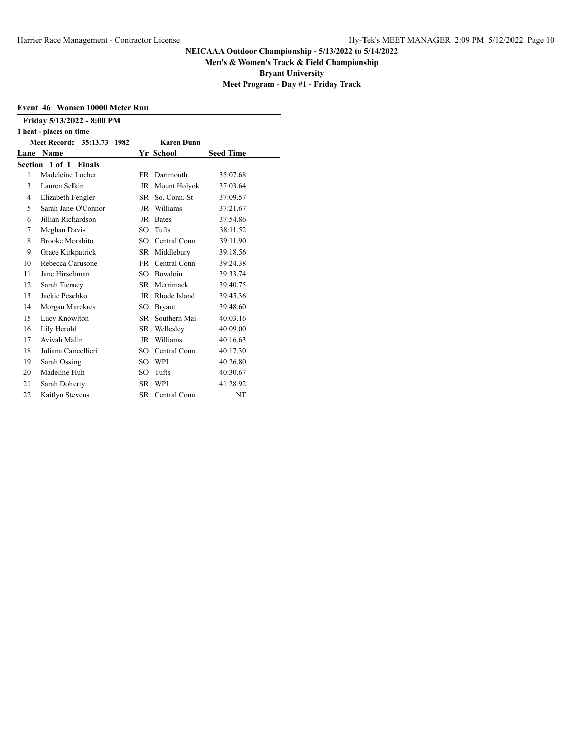# NEICAAA Outdoor Championship - 5/13/2022 to 5/14/2022

**Men's & Women's Track & Field Championship**

**Bryant University**

**Meet Program - Day #1 - Friday Track**

## Event 46 Women 10000 Meter Run

**Friday 5/13/2022 - 8:00 PM**

**1 heat - places on time**

**Meet Record: 35:13.73 1982 Karen Dunn**

**Section 1 of 1 Finals**

| Lane | Name | Yr | School | Seed Time |
|---|---|---|---|---|
| 1 | Madeleine Locher | FR | Dartmouth | 35:07.68 |
| 3 | Lauren Selkin | JR | Mount Holyok | 37:03.64 |
| 4 | Elizabeth Fengler | SR | So. Conn. St | 37:09.57 |
| 5 | Sarah Jane O'Connor | JR | Williams | 37:21.67 |
| 6 | Jillian Richardson | JR | Bates | 37:54.86 |
| 7 | Meghan Davis | SO | Tufts | 38:11.52 |
| 8 | Brooke Morabito | SO | Central Conn | 39:11.90 |
| 9 | Grace Kirkpatrick | SR | Middlebury | 39:18.56 |
| 10 | Rebecca Carusone | FR | Central Conn | 39:24.38 |
| 11 | Jane Hirschman | SO | Bowdoin | 39:33.74 |
| 12 | Sarah Tierney | SR | Merrimack | 39:40.75 |
| 13 | Jackie Peschko | JR | Rhode Island | 39:45.36 |
| 14 | Morgan Marckres | SO | Bryant | 39:48.60 |
| 15 | Lucy Knowlton | SR | Southern Mai | 40:03.16 |
| 16 | Lily Herold | SR | Wellesley | 40:09.00 |
| 17 | Avivah Malin | JR | Williams | 40:16.63 |
| 18 | Juliana Cancellieri | SO | Central Conn | 40:17.30 |
| 19 | Sarah Ossing | SO | WPI | 40:26.80 |
| 20 | Madeline Huh | SO | Tufts | 40:30.67 |
| 21 | Sarah Doherty | SR | WPI | 41:28.92 |
| 22 | Kaitlyn Stevens | SR | Central Conn | NT |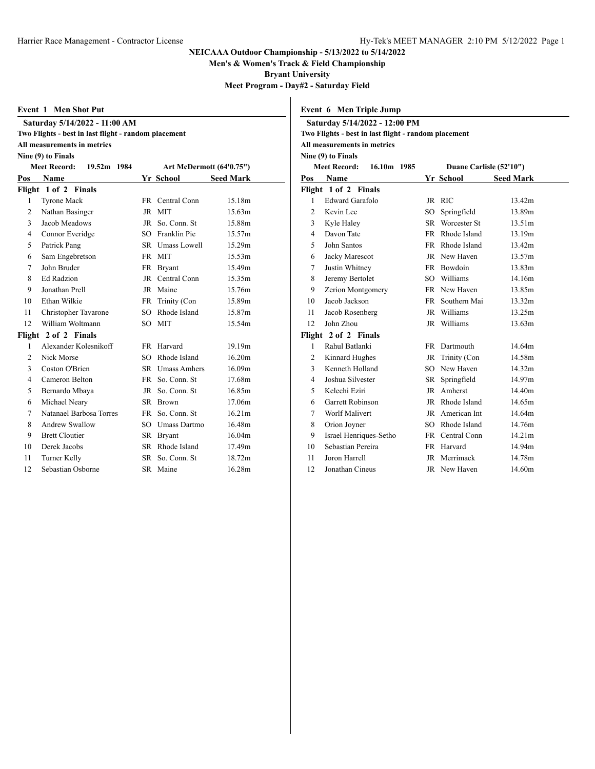# NEICAAA Outdoor Championship - 5/13/2022 to 5/14/2022

**Men's & Women's Track & Field Championship**

**Bryant University**

**Meet Program - Day#2 - Saturday Field**

## Event 1 Men Shot Put

**Saturday 5/14/2022 - 11:00 AM**

**Two Flights - best in last flight - random placement**

**All measurements in metrics**

**Nine (9) to Finals**

**Meet Record: 19.52m 1984 Art McDermott (64'0.75")**

| Pos | Name | Yr | School | Seed Mark |
|---|---|---|---|---|
| **Flight 1 of 2 Finals** | | | | |
| 1 | Tyrone Mack | FR | Central Conn | 15.18m |
| 2 | Nathan Basinger | JR | MIT | 15.63m |
| 3 | Jacob Meadows | JR | So. Conn. St | 15.88m |
| 4 | Connor Everidge | SO | Franklin Pie | 15.57m |
| 5 | Patrick Pang | SR | Umass Lowell | 15.29m |
| 6 | Sam Engebretson | FR | MIT | 15.53m |
| 7 | John Bruder | FR | Bryant | 15.49m |
| 8 | Ed Radzion | JR | Central Conn | 15.35m |
| 9 | Jonathan Prell | JR | Maine | 15.76m |
| 10 | Ethan Wilkie | FR | Trinity (Con | 15.89m |
| 11 | Christopher Tavarone | SO | Rhode Island | 15.87m |
| 12 | William Woltmann | SO | MIT | 15.54m |
| **Flight 2 of 2 Finals** | | | | |
| 1 | Alexander Kolesnikoff | FR | Harvard | 19.19m |
| 2 | Nick Morse | SO | Rhode Island | 16.20m |
| 3 | Coston O'Brien | SR | Umass Amhers | 16.09m |
| 4 | Cameron Belton | FR | So. Conn. St | 17.68m |
| 5 | Bernardo Mbaya | JR | So. Conn. St | 16.85m |
| 6 | Michael Neary | SR | Brown | 17.06m |
| 7 | Natanael Barbosa Torres | FR | So. Conn. St | 16.21m |
| 8 | Andrew Swallow | SO | Umass Dartmo | 16.48m |
| 9 | Brett Cloutier | SR | Bryant | 16.04m |
| 10 | Derek Jacobs | SR | Rhode Island | 17.49m |
| 11 | Turner Kelly | SR | So. Conn. St | 18.72m |
| 12 | Sebastian Osborne | SR | Maine | 16.28m |

## Event 6 Men Triple Jump

**Saturday 5/14/2022 - 12:00 PM**

**Two Flights - best in last flight - random placement**

**All measurements in metrics**

**Nine (9) to Finals**

**Meet Record: 16.10m 1985 Duane Carlisle (52'10")**

| Pos | Name | Yr | School | Seed Mark |
|---|---|---|---|---|
| **Flight 1 of 2 Finals** | | | | |
| 1 | Edward Garafolo | JR | RIC | 13.42m |
| 2 | Kevin Lee | SO | Springfield | 13.89m |
| 3 | Kyle Haley | SR | Worcester St | 13.51m |
| 4 | Davon Tate | FR | Rhode Island | 13.19m |
| 5 | John Santos | FR | Rhode Island | 13.42m |
| 6 | Jacky Marescot | JR | New Haven | 13.57m |
| 7 | Justin Whitney | FR | Bowdoin | 13.83m |
| 8 | Jeremy Bertolet | SO | Williams | 14.16m |
| 9 | Zerion Montgomery | FR | New Haven | 13.85m |
| 10 | Jacob Jackson | FR | Southern Mai | 13.32m |
| 11 | Jacob Rosenberg | JR | Williams | 13.25m |
| 12 | John Zhou | JR | Williams | 13.63m |
| **Flight 2 of 2 Finals** | | | | |
| 1 | Rahul Batlanki | FR | Dartmouth | 14.64m |
| 2 | Kinnard Hughes | JR | Trinity (Con | 14.58m |
| 3 | Kenneth Holland | SO | New Haven | 14.32m |
| 4 | Joshua Silvester | SR | Springfield | 14.97m |
| 5 | Kelechi Eziri | JR | Amherst | 14.40m |
| 6 | Garrett Robinson | JR | Rhode Island | 14.65m |
| 7 | Worlf Malivert | JR | American Int | 14.64m |
| 8 | Orion Joyner | SO | Rhode Island | 14.76m |
| 9 | Israel Henriques-Setho | FR | Central Conn | 14.21m |
| 10 | Sebastian Pereira | FR | Harvard | 14.94m |
| 11 | Joron Harrell | JR | Merrimack | 14.78m |
| 12 | Jonathan Cineus | JR | New Haven | 14.60m |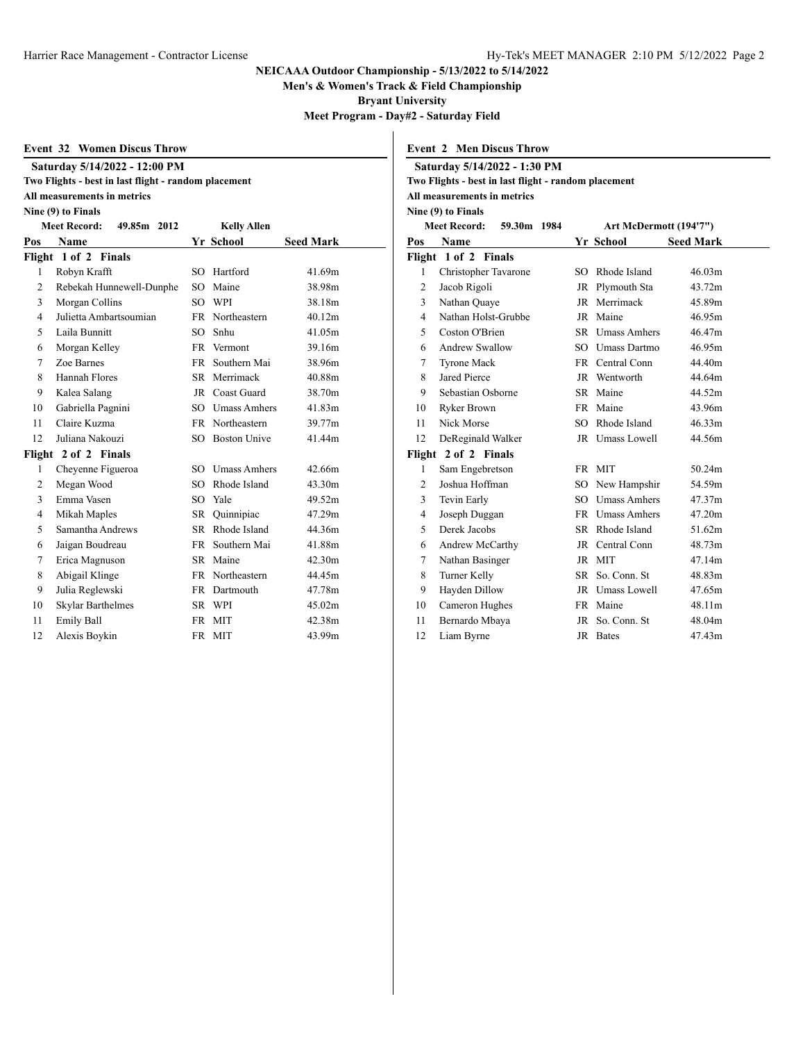# NEICAAA Outdoor Championship - 5/13/2022 to 5/14/2022

**Men's & Women's Track & Field Championship**

**Bryant University**

**Meet Program - Day#2 - Saturday Field**

## Event 32 Women Discus Throw

**Saturday 5/14/2022 - 12:00 PM**

**Two Flights - best in last flight - random placement**

**All measurements in metrics**

**Nine (9) to Finals**

**Meet Record: 49.85m 2012 Kelly Allen**

| Pos | Name | Yr | School | Seed Mark |
|---|---|---|---|---|
| **Flight 1 of 2 Finals** | | | | |
| 1 | Robyn Krafft | SO | Hartford | 41.69m |
| 2 | Rebekah Hunnewell-Dunphe | SO | Maine | 38.98m |
| 3 | Morgan Collins | SO | WPI | 38.18m |
| 4 | Julietta Ambartsoumian | FR | Northeastern | 40.12m |
| 5 | Laila Bunnitt | SO | Snhu | 41.05m |
| 6 | Morgan Kelley | FR | Vermont | 39.16m |
| 7 | Zoe Barnes | FR | Southern Mai | 38.96m |
| 8 | Hannah Flores | SR | Merrimack | 40.88m |
| 9 | Kalea Salang | JR | Coast Guard | 38.70m |
| 10 | Gabriella Pagnini | SO | Umass Amhers | 41.83m |
| 11 | Claire Kuzma | FR | Northeastern | 39.77m |
| 12 | Juliana Nakouzi | SO | Boston Unive | 41.44m |
| **Flight 2 of 2 Finals** | | | | |
| 1 | Cheyenne Figueroa | SO | Umass Amhers | 42.66m |
| 2 | Megan Wood | SO | Rhode Island | 43.30m |
| 3 | Emma Vasen | SO | Yale | 49.52m |
| 4 | Mikah Maples | SR | Quinnipiac | 47.29m |
| 5 | Samantha Andrews | SR | Rhode Island | 44.36m |
| 6 | Jaigan Boudreau | FR | Southern Mai | 41.88m |
| 7 | Erica Magnuson | SR | Maine | 42.30m |
| 8 | Abigail Klinge | FR | Northeastern | 44.45m |
| 9 | Julia Reglewski | FR | Dartmouth | 47.78m |
| 10 | Skylar Barthelmes | SR | WPI | 45.02m |
| 11 | Emily Ball | FR | MIT | 42.38m |
| 12 | Alexis Boykin | FR | MIT | 43.99m |

## Event 2 Men Discus Throw

**Saturday 5/14/2022 - 1:30 PM**

**Two Flights - best in last flight - random placement**

**All measurements in metrics**

**Nine (9) to Finals**

**Meet Record: 59.30m 1984 Art McDermott (194'7")**

| Pos | Name | Yr | School | Seed Mark |
|---|---|---|---|---|
| **Flight 1 of 2 Finals** | | | | |
| 1 | Christopher Tavarone | SO | Rhode Island | 46.03m |
| 2 | Jacob Rigoli | JR | Plymouth Sta | 43.72m |
| 3 | Nathan Quaye | JR | Merrimack | 45.89m |
| 4 | Nathan Holst-Grubbe | JR | Maine | 46.95m |
| 5 | Coston O'Brien | SR | Umass Amhers | 46.47m |
| 6 | Andrew Swallow | SO | Umass Dartmo | 46.95m |
| 7 | Tyrone Mack | FR | Central Conn | 44.40m |
| 8 | Jared Pierce | JR | Wentworth | 44.64m |
| 9 | Sebastian Osborne | SR | Maine | 44.52m |
| 10 | Ryker Brown | FR | Maine | 43.96m |
| 11 | Nick Morse | SO | Rhode Island | 46.33m |
| 12 | DeReginald Walker | JR | Umass Lowell | 44.56m |
| **Flight 2 of 2 Finals** | | | | |
| 1 | Sam Engebretson | FR | MIT | 50.24m |
| 2 | Joshua Hoffman | SO | New Hampshir | 54.59m |
| 3 | Tevin Early | SO | Umass Amhers | 47.37m |
| 4 | Joseph Duggan | FR | Umass Amhers | 47.20m |
| 5 | Derek Jacobs | SR | Rhode Island | 51.62m |
| 6 | Andrew McCarthy | JR | Central Conn | 48.73m |
| 7 | Nathan Basinger | JR | MIT | 47.14m |
| 8 | Turner Kelly | SR | So. Conn. St | 48.83m |
| 9 | Hayden Dillow | JR | Umass Lowell | 47.65m |
| 10 | Cameron Hughes | FR | Maine | 48.11m |
| 11 | Bernardo Mbaya | JR | So. Conn. St | 48.04m |
| 12 | Liam Byrne | JR | Bates | 47.43m |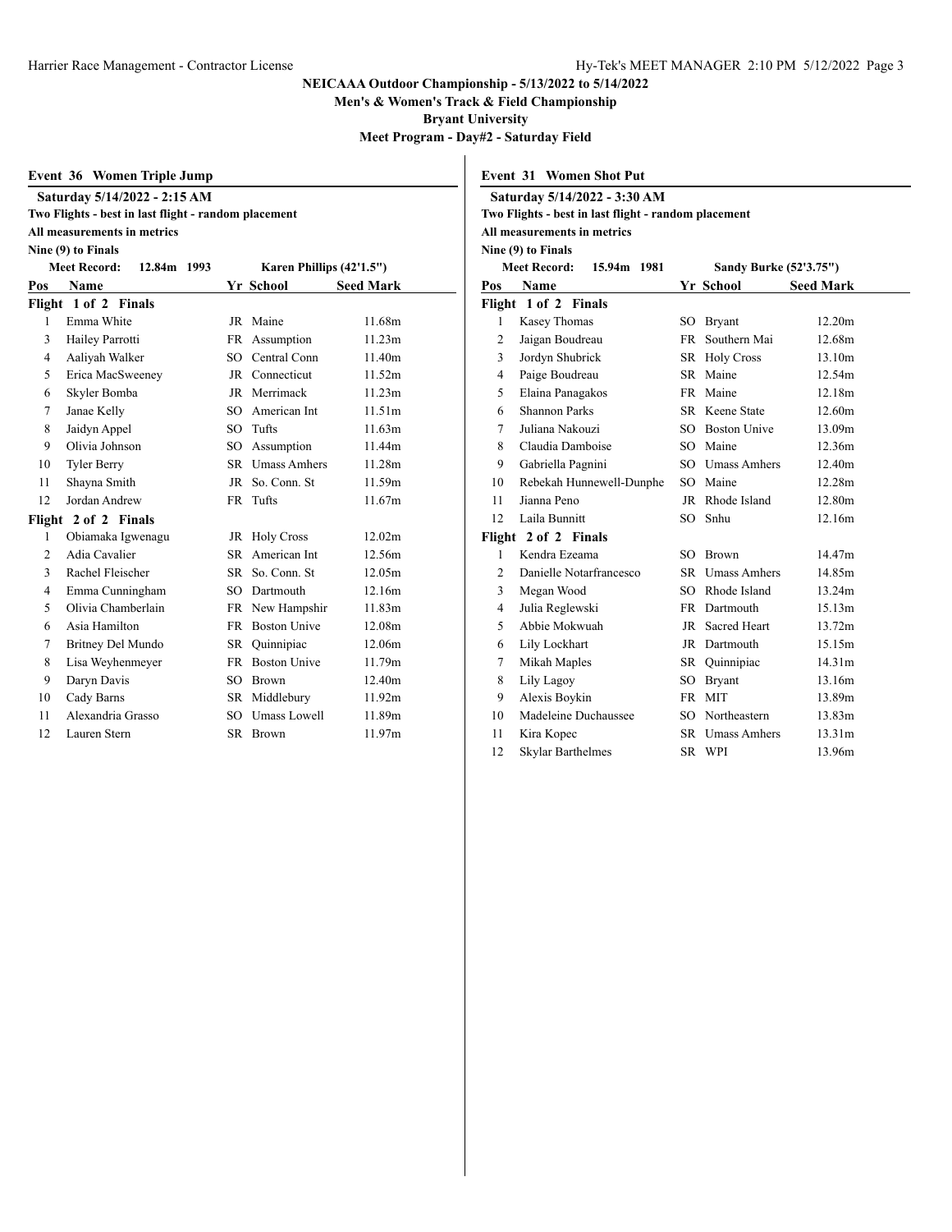**NEICAAA Outdoor Championship - 5/13/2022 to 5/14/2022**

**Men's & Women's Track & Field Championship**

**Bryant University**

**Meet Program - Day#2 - Saturday Field**

### Event 36 Women Triple Jump

**Saturday 5/14/2022 - 2:15 AM**

**Two Flights - best in last flight - random placement**

**All measurements in metrics**

**Nine (9) to Finals**

**Meet Record: 12.84m 1993 Karen Phillips (42'1.5")**

| Pos | Name | Yr | School | Seed Mark |
|---|---|---|---|---|
| **Flight 1 of 2 Finals** | | | | |
| 1 | Emma White | JR | Maine | 11.68m |
| 3 | Hailey Parrotti | FR | Assumption | 11.23m |
| 4 | Aaliyah Walker | SO | Central Conn | 11.40m |
| 5 | Erica MacSweeney | JR | Connecticut | 11.52m |
| 6 | Skyler Bomba | JR | Merrimack | 11.23m |
| 7 | Janae Kelly | SO | American Int | 11.51m |
| 8 | Jaidyn Appel | SO | Tufts | 11.63m |
| 9 | Olivia Johnson | SO | Assumption | 11.44m |
| 10 | Tyler Berry | SR | Umass Amhers | 11.28m |
| 11 | Shayna Smith | JR | So. Conn. St | 11.59m |
| 12 | Jordan Andrew | FR | Tufts | 11.67m |
| **Flight 2 of 2 Finals** | | | | |
| 1 | Obiamaka Igwenagu | JR | Holy Cross | 12.02m |
| 2 | Adia Cavalier | SR | American Int | 12.56m |
| 3 | Rachel Fleischer | SR | So. Conn. St | 12.05m |
| 4 | Emma Cunningham | SO | Dartmouth | 12.16m |
| 5 | Olivia Chamberlain | FR | New Hampshir | 11.83m |
| 6 | Asia Hamilton | FR | Boston Unive | 12.08m |
| 7 | Britney Del Mundo | SR | Quinnipiac | 12.06m |
| 8 | Lisa Weyhenmeyer | FR | Boston Unive | 11.79m |
| 9 | Daryn Davis | SO | Brown | 12.40m |
| 10 | Cady Barns | SR | Middlebury | 11.92m |
| 11 | Alexandria Grasso | SO | Umass Lowell | 11.89m |
| 12 | Lauren Stern | SR | Brown | 11.97m |

### Event 31 Women Shot Put

**Saturday 5/14/2022 - 3:30 AM**

**Two Flights - best in last flight - random placement**

**All measurements in metrics**

**Nine (9) to Finals**

**Meet Record: 15.94m 1981 Sandy Burke (52'3.75")**

| Pos | Name | Yr | School | Seed Mark |
|---|---|---|---|---|
| **Flight 1 of 2 Finals** | | | | |
| 1 | Kasey Thomas | SO | Bryant | 12.20m |
| 2 | Jaigan Boudreau | FR | Southern Mai | 12.68m |
| 3 | Jordyn Shubrick | SR | Holy Cross | 13.10m |
| 4 | Paige Boudreau | SR | Maine | 12.54m |
| 5 | Elaina Panagakos | FR | Maine | 12.18m |
| 6 | Shannon Parks | SR | Keene State | 12.60m |
| 7 | Juliana Nakouzi | SO | Boston Unive | 13.09m |
| 8 | Claudia Damboise | SO | Maine | 12.36m |
| 9 | Gabriella Pagnini | SO | Umass Amhers | 12.40m |
| 10 | Rebekah Hunnewell-Dunphe | SO | Maine | 12.28m |
| 11 | Jianna Peno | JR | Rhode Island | 12.80m |
| 12 | Laila Bunnitt | SO | Snhu | 12.16m |
| **Flight 2 of 2 Finals** | | | | |
| 1 | Kendra Ezeama | SO | Brown | 14.47m |
| 2 | Danielle Notarfrancesco | SR | Umass Amhers | 14.85m |
| 3 | Megan Wood | SO | Rhode Island | 13.24m |
| 4 | Julia Reglewski | FR | Dartmouth | 15.13m |
| 5 | Abbie Mokwuah | JR | Sacred Heart | 13.72m |
| 6 | Lily Lockhart | JR | Dartmouth | 15.15m |
| 7 | Mikah Maples | SR | Quinnipiac | 14.31m |
| 8 | Lily Lagoy | SO | Bryant | 13.16m |
| 9 | Alexis Boykin | FR | MIT | 13.89m |
| 10 | Madeleine Duchaussee | SO | Northeastern | 13.83m |
| 11 | Kira Kopec | SR | Umass Amhers | 13.31m |
| 12 | Skylar Barthelmes | SR | WPI | 13.96m |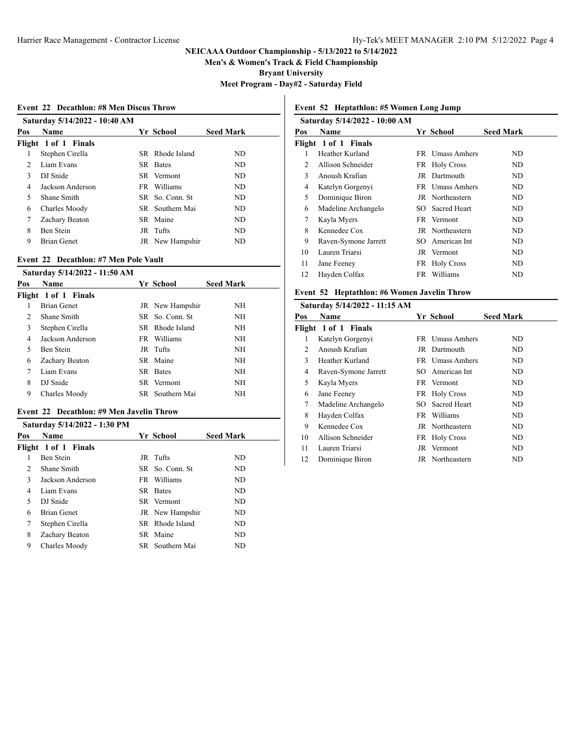# NEICAAA Outdoor Championship - 5/13/2022 to 5/14/2022

**Men's & Women's Track & Field Championship**

**Bryant University**

**Meet Program - Day#2 - Saturday Field**

### Event 22 Decathlon: #8 Men Discus Throw

**Saturday 5/14/2022 - 10:40 AM**

| Pos | Name | Yr | School | Seed Mark |
|---|---|---|---|---|
| **Flight 1 of 1 Finals** | | | | |
| 1 | Stephen Cirella | SR | Rhode Island | ND |
| 2 | Liam Evans | SR | Bates | ND |
| 3 | DJ Snide | SR | Vermont | ND |
| 4 | Jackson Anderson | FR | Williams | ND |
| 5 | Shane Smith | SR | So. Conn. St | ND |
| 6 | Charles Moody | SR | Southern Mai | ND |
| 7 | Zachary Beaton | SR | Maine | ND |
| 8 | Ben Stein | JR | Tufts | ND |
| 9 | Brian Genet | JR | New Hampshir | ND |

### Event 22 Decathlon: #7 Men Pole Vault

**Saturday 5/14/2022 - 11:50 AM**

| Pos | Name | Yr | School | Seed Mark |
|---|---|---|---|---|
| **Flight 1 of 1 Finals** | | | | |
| 1 | Brian Genet | JR | New Hampshir | NH |
| 2 | Shane Smith | SR | So. Conn. St | NH |
| 3 | Stephen Cirella | SR | Rhode Island | NH |
| 4 | Jackson Anderson | FR | Williams | NH |
| 5 | Ben Stein | JR | Tufts | NH |
| 6 | Zachary Beaton | SR | Maine | NH |
| 7 | Liam Evans | SR | Bates | NH |
| 8 | DJ Snide | SR | Vermont | NH |
| 9 | Charles Moody | SR | Southern Mai | NH |

### Event 22 Decathlon: #9 Men Javelin Throw

**Saturday 5/14/2022 - 1:30 PM**

| Pos | Name | Yr | School | Seed Mark |
|---|---|---|---|---|
| **Flight 1 of 1 Finals** | | | | |
| 1 | Ben Stein | JR | Tufts | ND |
| 2 | Shane Smith | SR | So. Conn. St | ND |
| 3 | Jackson Anderson | FR | Williams | ND |
| 4 | Liam Evans | SR | Bates | ND |
| 5 | DJ Snide | SR | Vermont | ND |
| 6 | Brian Genet | JR | New Hampshir | ND |
| 7 | Stephen Cirella | SR | Rhode Island | ND |
| 8 | Zachary Beaton | SR | Maine | ND |
| 9 | Charles Moody | SR | Southern Mai | ND |

### Event 52 Heptathlon: #5 Women Long Jump

**Saturday 5/14/2022 - 10:00 AM**

| Pos | Name | Yr | School | Seed Mark |
|---|---|---|---|---|
| **Flight 1 of 1 Finals** | | | | |
| 1 | Heather Kurland | FR | Umass Amhers | ND |
| 2 | Allison Schneider | FR | Holy Cross | ND |
| 3 | Anoush Krafian | JR | Dartmouth | ND |
| 4 | Katelyn Gorgenyi | FR | Umass Amhers | ND |
| 5 | Dominique Biron | JR | Northeastern | ND |
| 6 | Madeline Archangelo | SO | Sacred Heart | ND |
| 7 | Kayla Myers | FR | Vermont | ND |
| 8 | Kennedee Cox | JR | Northeastern | ND |
| 9 | Raven-Symone Jarrett | SO | American Int | ND |
| 10 | Lauren Triarsi | JR | Vermont | ND |
| 11 | Jane Feeney | FR | Holy Cross | ND |
| 12 | Hayden Colfax | FR | Williams | ND |

### Event 52 Heptathlon: #6 Women Javelin Throw

**Saturday 5/14/2022 - 11:15 AM**

| Pos | Name | Yr | School | Seed Mark |
|---|---|---|---|---|
| **Flight 1 of 1 Finals** | | | | |
| 1 | Katelyn Gorgenyi | FR | Umass Amhers | ND |
| 2 | Anoush Krafian | JR | Dartmouth | ND |
| 3 | Heather Kurland | FR | Umass Amhers | ND |
| 4 | Raven-Symone Jarrett | SO | American Int | ND |
| 5 | Kayla Myers | FR | Vermont | ND |
| 6 | Jane Feeney | FR | Holy Cross | ND |
| 7 | Madeline Archangelo | SO | Sacred Heart | ND |
| 8 | Hayden Colfax | FR | Williams | ND |
| 9 | Kennedee Cox | JR | Northeastern | ND |
| 10 | Allison Schneider | FR | Holy Cross | ND |
| 11 | Lauren Triarsi | JR | Vermont | ND |
| 12 | Dominique Biron | JR | Northeastern | ND |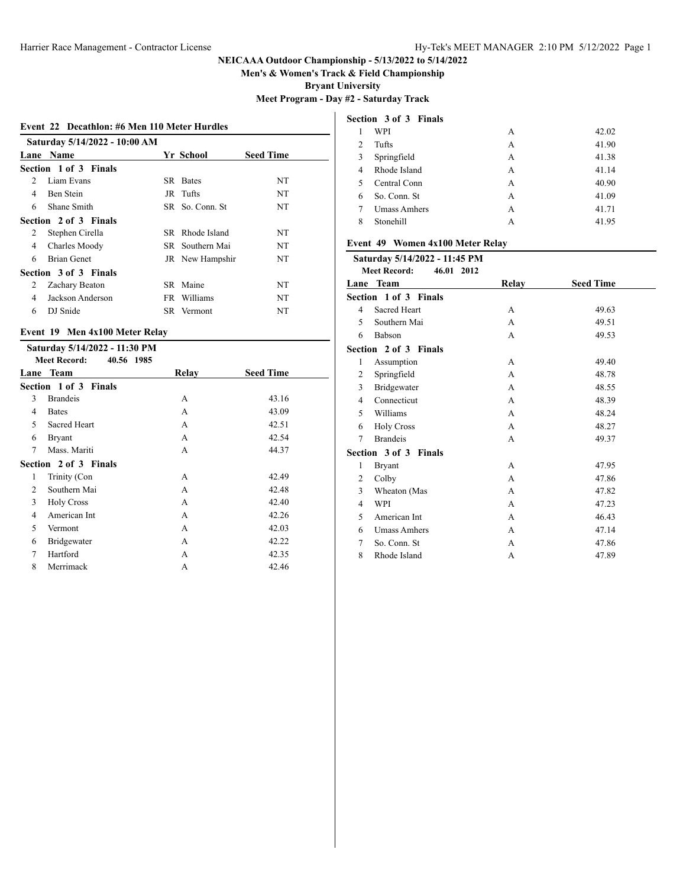# NEICAAA Outdoor Championship - 5/13/2022 to 5/14/2022

## Men's & Women's Track & Field Championship

## Bryant University

## Meet Program - Day #2 - Saturday Track

### Event 22 Decathlon: #6 Men 110 Meter Hurdles

**Saturday 5/14/2022 - 10:00 AM**

| Lane | Name | Yr | School | Seed Time |
|---|---|---|---|---|
| **Section 1 of 3 Finals** | | | | |
| 2 | Liam Evans | SR | Bates | NT |
| 4 | Ben Stein | JR | Tufts | NT |
| 6 | Shane Smith | SR | So. Conn. St | NT |
| **Section 2 of 3 Finals** | | | | |
| 2 | Stephen Cirella | SR | Rhode Island | NT |
| 4 | Charles Moody | SR | Southern Mai | NT |
| 6 | Brian Genet | JR | New Hampshir | NT |
| **Section 3 of 3 Finals** | | | | |
| 2 | Zachary Beaton | SR | Maine | NT |
| 4 | Jackson Anderson | FR | Williams | NT |
| 6 | DJ Snide | SR | Vermont | NT |

### Event 19 Men 4x100 Meter Relay

**Saturday 5/14/2022 - 11:30 PM**

**Meet Record:** 40.56 1985

| Lane | Team | Relay | Seed Time |
|---|---|---|---|
| **Section 1 of 3 Finals** | | | |
| 3 | Brandeis | A | 43.16 |
| 4 | Bates | A | 43.09 |
| 5 | Sacred Heart | A | 42.51 |
| 6 | Bryant | A | 42.54 |
| 7 | Mass. Mariti | A | 44.37 |
| **Section 2 of 3 Finals** | | | |
| 1 | Trinity (Con | A | 42.49 |
| 2 | Southern Mai | A | 42.48 |
| 3 | Holy Cross | A | 42.40 |
| 4 | American Int | A | 42.26 |
| 5 | Vermont | A | 42.03 |
| 6 | Bridgewater | A | 42.22 |
| 7 | Hartford | A | 42.35 |
| 8 | Merrimack | A | 42.46 |
| **Section 3 of 3 Finals** | | | |
| 1 | WPI | A | 42.02 |
| 2 | Tufts | A | 41.90 |
| 3 | Springfield | A | 41.38 |
| 4 | Rhode Island | A | 41.14 |
| 5 | Central Conn | A | 40.90 |
| 6 | So. Conn. St | A | 41.09 |
| 7 | Umass Amhers | A | 41.71 |
| 8 | Stonehill | A | 41.95 |

### Event 49 Women 4x100 Meter Relay

**Saturday 5/14/2022 - 11:45 PM**

**Meet Record:** 46.01 2012

| Lane | Team | Relay | Seed Time |
|---|---|---|---|
| **Section 1 of 3 Finals** | | | |
| 4 | Sacred Heart | A | 49.63 |
| 5 | Southern Mai | A | 49.51 |
| 6 | Babson | A | 49.53 |
| **Section 2 of 3 Finals** | | | |
| 1 | Assumption | A | 49.40 |
| 2 | Springfield | A | 48.78 |
| 3 | Bridgewater | A | 48.55 |
| 4 | Connecticut | A | 48.39 |
| 5 | Williams | A | 48.24 |
| 6 | Holy Cross | A | 48.27 |
| 7 | Brandeis | A | 49.37 |
| **Section 3 of 3 Finals** | | | |
| 1 | Bryant | A | 47.95 |
| 2 | Colby | A | 47.86 |
| 3 | Wheaton (Mas | A | 47.82 |
| 4 | WPI | A | 47.23 |
| 5 | American Int | A | 46.43 |
| 6 | Umass Amhers | A | 47.14 |
| 7 | So. Conn. St | A | 47.86 |
| 8 | Rhode Island | A | 47.89 |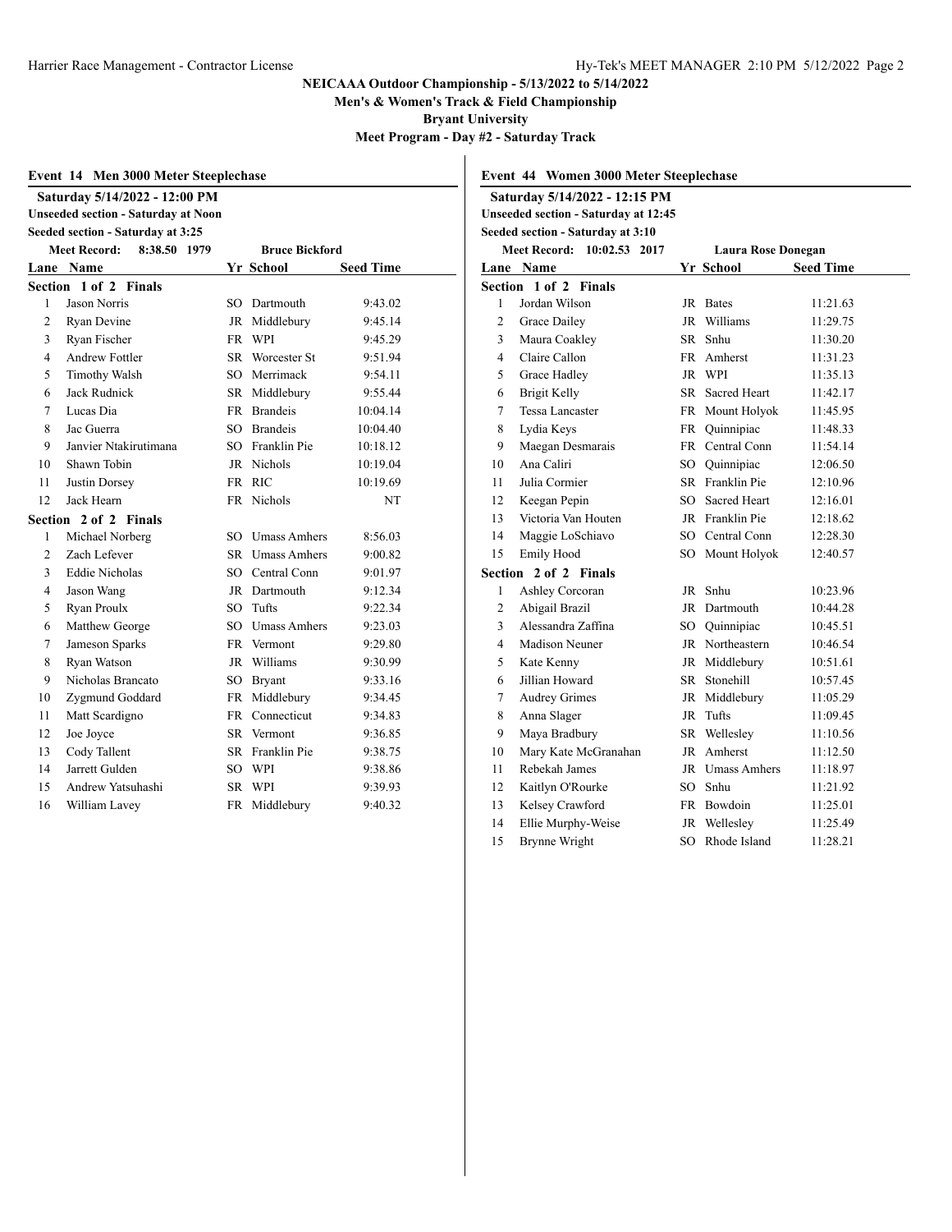# NEICAAA Outdoor Championship - 5/13/2022 to 5/14/2022

**Men's & Women's Track & Field Championship**

**Bryant University**

**Meet Program - Day #2 - Saturday Track**

## Event 14 Men 3000 Meter Steeplechase

**Saturday 5/14/2022 - 12:00 PM**

**Unseeded section - Saturday at Noon**

**Seeded section - Saturday at 3:25**

**Meet Record: 8:38.50 1979 Bruce Bickford**

| Lane | Name | Yr | School | Seed Time |
|---|---|---|---|---|
| **Section 1 of 2 Finals** | | | | |
| 1 | Jason Norris | SO | Dartmouth | 9:43.02 |
| 2 | Ryan Devine | JR | Middlebury | 9:45.14 |
| 3 | Ryan Fischer | FR | WPI | 9:45.29 |
| 4 | Andrew Fottler | SR | Worcester St | 9:51.94 |
| 5 | Timothy Walsh | SO | Merrimack | 9:54.11 |
| 6 | Jack Rudnick | SR | Middlebury | 9:55.44 |
| 7 | Lucas Dia | FR | Brandeis | 10:04.14 |
| 8 | Jac Guerra | SO | Brandeis | 10:04.40 |
| 9 | Janvier Ntakirutimana | SO | Franklin Pie | 10:18.12 |
| 10 | Shawn Tobin | JR | Nichols | 10:19.04 |
| 11 | Justin Dorsey | FR | RIC | 10:19.69 |
| 12 | Jack Hearn | FR | Nichols | NT |
| **Section 2 of 2 Finals** | | | | |
| 1 | Michael Norberg | SO | Umass Amhers | 8:56.03 |
| 2 | Zach Lefever | SR | Umass Amhers | 9:00.82 |
| 3 | Eddie Nicholas | SO | Central Conn | 9:01.97 |
| 4 | Jason Wang | JR | Dartmouth | 9:12.34 |
| 5 | Ryan Proulx | SO | Tufts | 9:22.34 |
| 6 | Matthew George | SO | Umass Amhers | 9:23.03 |
| 7 | Jameson Sparks | FR | Vermont | 9:29.80 |
| 8 | Ryan Watson | JR | Williams | 9:30.99 |
| 9 | Nicholas Brancato | SO | Bryant | 9:33.16 |
| 10 | Zygmund Goddard | FR | Middlebury | 9:34.45 |
| 11 | Matt Scardigno | FR | Connecticut | 9:34.83 |
| 12 | Joe Joyce | SR | Vermont | 9:36.85 |
| 13 | Cody Tallent | SR | Franklin Pie | 9:38.75 |
| 14 | Jarrett Gulden | SO | WPI | 9:38.86 |
| 15 | Andrew Yatsuhashi | SR | WPI | 9:39.93 |
| 16 | William Lavey | FR | Middlebury | 9:40.32 |

## Event 44 Women 3000 Meter Steeplechase

**Saturday 5/14/2022 - 12:15 PM**

**Unseeded section - Saturday at 12:45**

**Seeded section - Saturday at 3:10**

**Meet Record: 10:02.53 2017 Laura Rose Donegan**

| Lane | Name | Yr | School | Seed Time |
|---|---|---|---|---|
| **Section 1 of 2 Finals** | | | | |
| 1 | Jordan Wilson | JR | Bates | 11:21.63 |
| 2 | Grace Dailey | JR | Williams | 11:29.75 |
| 3 | Maura Coakley | SR | Snhu | 11:30.20 |
| 4 | Claire Callon | FR | Amherst | 11:31.23 |
| 5 | Grace Hadley | JR | WPI | 11:35.13 |
| 6 | Brigit Kelly | SR | Sacred Heart | 11:42.17 |
| 7 | Tessa Lancaster | FR | Mount Holyok | 11:45.95 |
| 8 | Lydia Keys | FR | Quinnipiac | 11:48.33 |
| 9 | Maegan Desmarais | FR | Central Conn | 11:54.14 |
| 10 | Ana Caliri | SO | Quinnipiac | 12:06.50 |
| 11 | Julia Cormier | SR | Franklin Pie | 12:10.96 |
| 12 | Keegan Pepin | SO | Sacred Heart | 12:16.01 |
| 13 | Victoria Van Houten | JR | Franklin Pie | 12:18.62 |
| 14 | Maggie LoSchiavo | SO | Central Conn | 12:28.30 |
| 15 | Emily Hood | SO | Mount Holyok | 12:40.57 |
| **Section 2 of 2 Finals** | | | | |
| 1 | Ashley Corcoran | JR | Snhu | 10:23.96 |
| 2 | Abigail Brazil | JR | Dartmouth | 10:44.28 |
| 3 | Alessandra Zaffina | SO | Quinnipiac | 10:45.51 |
| 4 | Madison Neuner | JR | Northeastern | 10:46.54 |
| 5 | Kate Kenny | JR | Middlebury | 10:51.61 |
| 6 | Jillian Howard | SR | Stonehill | 10:57.45 |
| 7 | Audrey Grimes | JR | Middlebury | 11:05.29 |
| 8 | Anna Slager | JR | Tufts | 11:09.45 |
| 9 | Maya Bradbury | SR | Wellesley | 11:10.56 |
| 10 | Mary Kate McGranahan | JR | Amherst | 11:12.50 |
| 11 | Rebekah James | JR | Umass Amhers | 11:18.97 |
| 12 | Kaitlyn O'Rourke | SO | Snhu | 11:21.92 |
| 13 | Kelsey Crawford | FR | Bowdoin | 11:25.01 |
| 14 | Ellie Murphy-Weise | JR | Wellesley | 11:25.49 |
| 15 | Brynne Wright | SO | Rhode Island | 11:28.21 |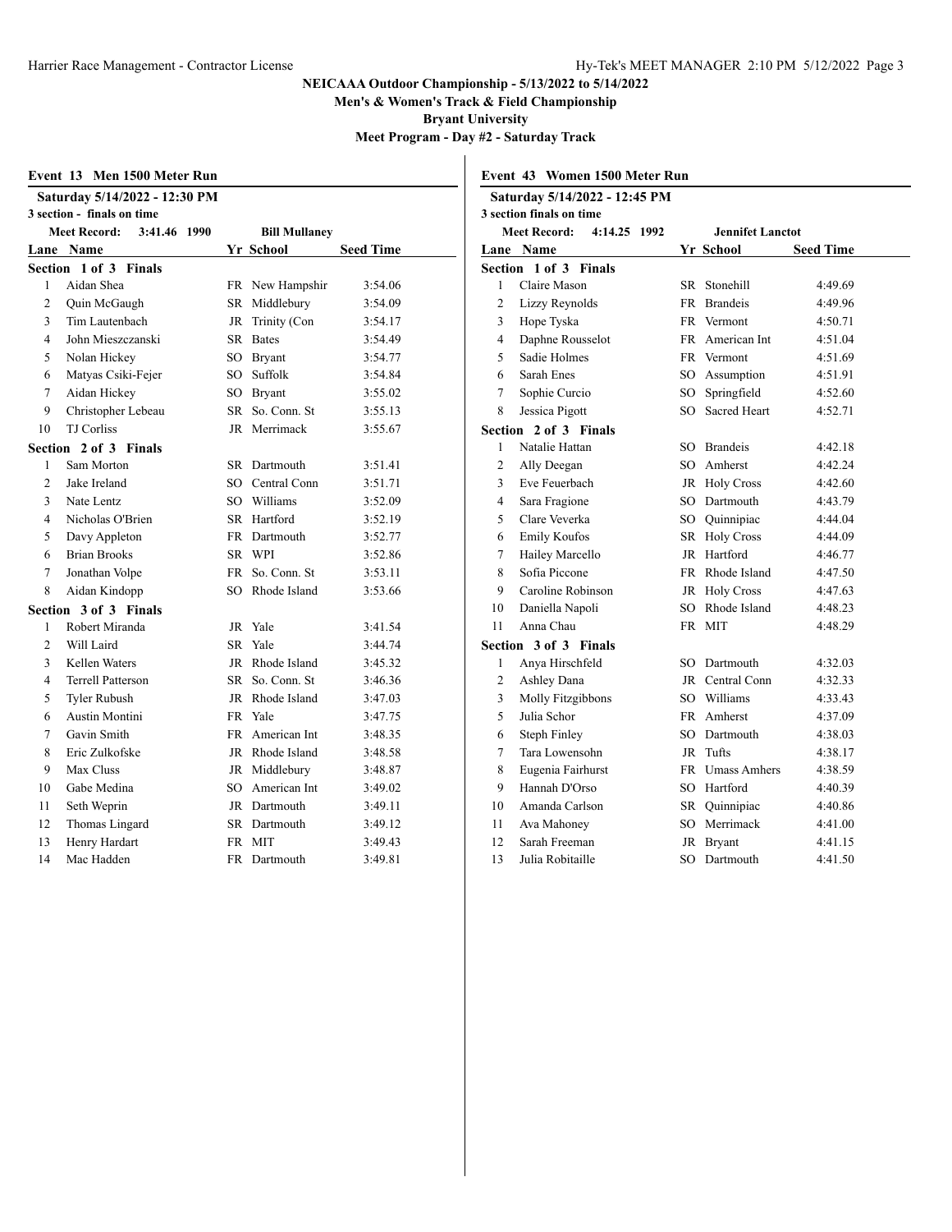# NEICAAA Outdoor Championship - 5/13/2022 to 5/14/2022

## Men's & Women's Track & Field Championship

## Bryant University

## Meet Program - Day #2 - Saturday Track

### Event 13 Men 1500 Meter Run

**Saturday 5/14/2022 - 12:30 PM**

**3 section - finals on time**

**Meet Record:** 3:41.46 1990 **Bill Mullaney**

| Lane | Name | Yr | School | Seed Time |
|---|---|---|---|---|
| **Section 1 of 3 Finals** | | | | |
| 1 | Aidan Shea | FR | New Hampshir | 3:54.06 |
| 2 | Quin McGaugh | SR | Middlebury | 3:54.09 |
| 3 | Tim Lautenbach | JR | Trinity (Con | 3:54.17 |
| 4 | John Mieszczanski | SR | Bates | 3:54.49 |
| 5 | Nolan Hickey | SO | Bryant | 3:54.77 |
| 6 | Matyas Csiki-Fejer | SO | Suffolk | 3:54.84 |
| 7 | Aidan Hickey | SO | Bryant | 3:55.02 |
| 9 | Christopher Lebeau | SR | So. Conn. St | 3:55.13 |
| 10 | TJ Corliss | JR | Merrimack | 3:55.67 |
| **Section 2 of 3 Finals** | | | | |
| 1 | Sam Morton | SR | Dartmouth | 3:51.41 |
| 2 | Jake Ireland | SO | Central Conn | 3:51.71 |
| 3 | Nate Lentz | SO | Williams | 3:52.09 |
| 4 | Nicholas O'Brien | SR | Hartford | 3:52.19 |
| 5 | Davy Appleton | FR | Dartmouth | 3:52.77 |
| 6 | Brian Brooks | SR | WPI | 3:52.86 |
| 7 | Jonathan Volpe | FR | So. Conn. St | 3:53.11 |
| 8 | Aidan Kindopp | SO | Rhode Island | 3:53.66 |
| **Section 3 of 3 Finals** | | | | |
| 1 | Robert Miranda | JR | Yale | 3:41.54 |
| 2 | Will Laird | SR | Yale | 3:44.74 |
| 3 | Kellen Waters | JR | Rhode Island | 3:45.32 |
| 4 | Terrell Patterson | SR | So. Conn. St | 3:46.36 |
| 5 | Tyler Rubush | JR | Rhode Island | 3:47.03 |
| 6 | Austin Montini | FR | Yale | 3:47.75 |
| 7 | Gavin Smith | FR | American Int | 3:48.35 |
| 8 | Eric Zulkofske | JR | Rhode Island | 3:48.58 |
| 9 | Max Cluss | JR | Middlebury | 3:48.87 |
| 10 | Gabe Medina | SO | American Int | 3:49.02 |
| 11 | Seth Weprin | JR | Dartmouth | 3:49.11 |
| 12 | Thomas Lingard | SR | Dartmouth | 3:49.12 |
| 13 | Henry Hardart | FR | MIT | 3:49.43 |
| 14 | Mac Hadden | FR | Dartmouth | 3:49.81 |

### Event 43 Women 1500 Meter Run

**Saturday 5/14/2022 - 12:45 PM**

**3 section finals on time**

**Meet Record:** 4:14.25 1992 **Jennifet Lanctot**

| Lane | Name | Yr | School | Seed Time |
|---|---|---|---|---|
| **Section 1 of 3 Finals** | | | | |
| 1 | Claire Mason | SR | Stonehill | 4:49.69 |
| 2 | Lizzy Reynolds | FR | Brandeis | 4:49.96 |
| 3 | Hope Tyska | FR | Vermont | 4:50.71 |
| 4 | Daphne Rousselot | FR | American Int | 4:51.04 |
| 5 | Sadie Holmes | FR | Vermont | 4:51.69 |
| 6 | Sarah Enes | SO | Assumption | 4:51.91 |
| 7 | Sophie Curcio | SO | Springfield | 4:52.60 |
| 8 | Jessica Pigott | SO | Sacred Heart | 4:52.71 |
| **Section 2 of 3 Finals** | | | | |
| 1 | Natalie Hattan | SO | Brandeis | 4:42.18 |
| 2 | Ally Deegan | SO | Amherst | 4:42.24 |
| 3 | Eve Feuerbach | JR | Holy Cross | 4:42.60 |
| 4 | Sara Fragione | SO | Dartmouth | 4:43.79 |
| 5 | Clare Veverka | SO | Quinnipiac | 4:44.04 |
| 6 | Emily Koufos | SR | Holy Cross | 4:44.09 |
| 7 | Hailey Marcello | JR | Hartford | 4:46.77 |
| 8 | Sofia Piccone | FR | Rhode Island | 4:47.50 |
| 9 | Caroline Robinson | JR | Holy Cross | 4:47.63 |
| 10 | Daniella Napoli | SO | Rhode Island | 4:48.23 |
| 11 | Anna Chau | FR | MIT | 4:48.29 |
| **Section 3 of 3 Finals** | | | | |
| 1 | Anya Hirschfeld | SO | Dartmouth | 4:32.03 |
| 2 | Ashley Dana | JR | Central Conn | 4:32.33 |
| 3 | Molly Fitzgibbons | SO | Williams | 4:33.43 |
| 5 | Julia Schor | FR | Amherst | 4:37.09 |
| 6 | Steph Finley | SO | Dartmouth | 4:38.03 |
| 7 | Tara Lowensohn | JR | Tufts | 4:38.17 |
| 8 | Eugenia Fairhurst | FR | Umass Amhers | 4:38.59 |
| 9 | Hannah D'Orso | SO | Hartford | 4:40.39 |
| 10 | Amanda Carlson | SR | Quinnipiac | 4:40.86 |
| 11 | Ava Mahoney | SO | Merrimack | 4:41.00 |
| 12 | Sarah Freeman | JR | Bryant | 4:41.15 |
| 13 | Julia Robitaille | SO | Dartmouth | 4:41.50 |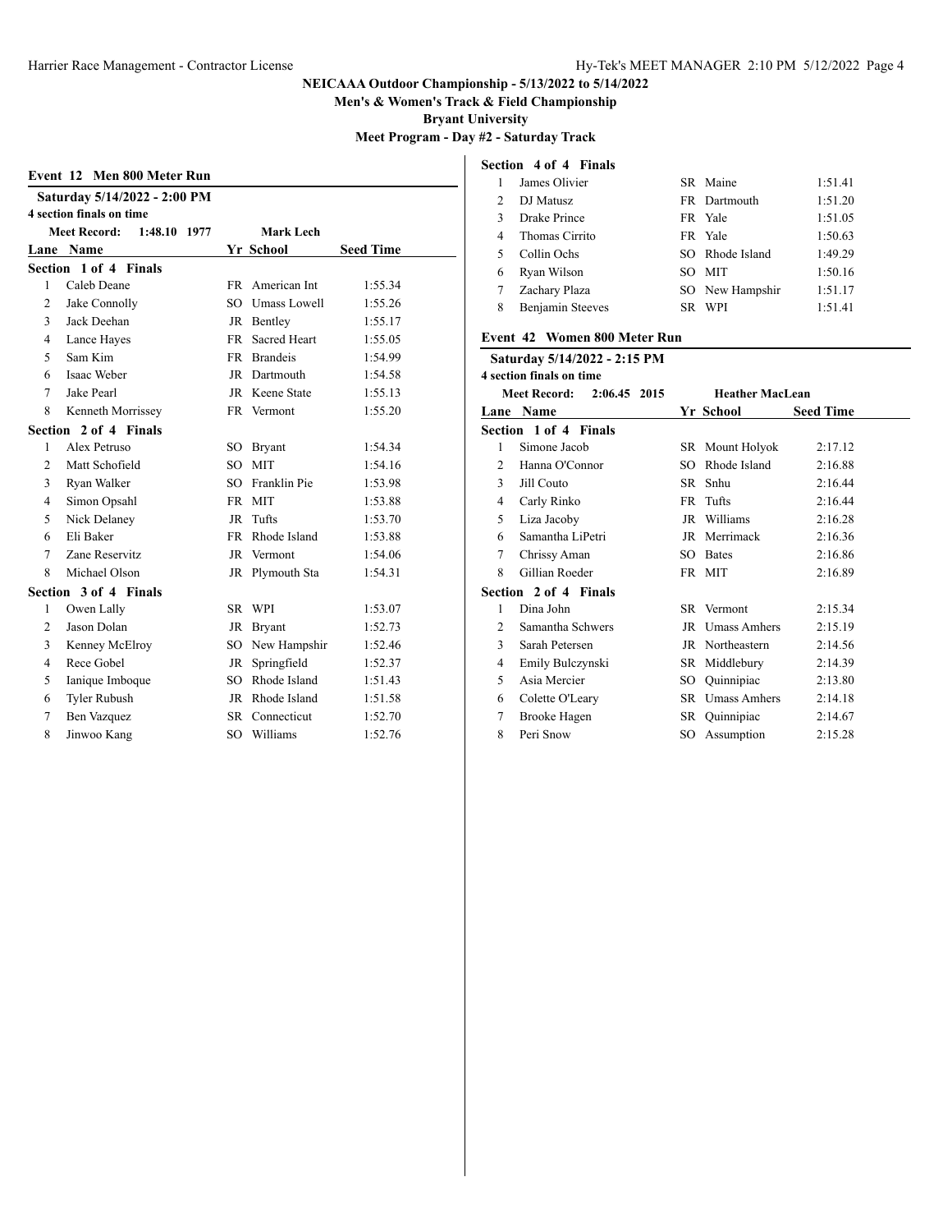# NEICAAA Outdoor Championship - 5/13/2022 to 5/14/2022

**Men's & Women's Track & Field Championship**

**Bryant University**

**Meet Program - Day #2 - Saturday Track**

## Event 12 Men 800 Meter Run

**Saturday 5/14/2022 - 2:00 PM**

**4 section finals on time**

**Meet Record: 1:48.10 1977 Mark Lech**

| Lane | Name | Yr | School | Seed Time |
|---|---|---|---|---|
| **Section 1 of 4 Finals** | | | | |
| 1 | Caleb Deane | FR | American Int | 1:55.34 |
| 2 | Jake Connolly | SO | Umass Lowell | 1:55.26 |
| 3 | Jack Deehan | JR | Bentley | 1:55.17 |
| 4 | Lance Hayes | FR | Sacred Heart | 1:55.05 |
| 5 | Sam Kim | FR | Brandeis | 1:54.99 |
| 6 | Isaac Weber | JR | Dartmouth | 1:54.58 |
| 7 | Jake Pearl | JR | Keene State | 1:55.13 |
| 8 | Kenneth Morrissey | FR | Vermont | 1:55.20 |
| **Section 2 of 4 Finals** | | | | |
| 1 | Alex Petruso | SO | Bryant | 1:54.34 |
| 2 | Matt Schofield | SO | MIT | 1:54.16 |
| 3 | Ryan Walker | SO | Franklin Pie | 1:53.98 |
| 4 | Simon Opsahl | FR | MIT | 1:53.88 |
| 5 | Nick Delaney | JR | Tufts | 1:53.70 |
| 6 | Eli Baker | FR | Rhode Island | 1:53.88 |
| 7 | Zane Reservitz | JR | Vermont | 1:54.06 |
| 8 | Michael Olson | JR | Plymouth Sta | 1:54.31 |
| **Section 3 of 4 Finals** | | | | |
| 1 | Owen Lally | SR | WPI | 1:53.07 |
| 2 | Jason Dolan | JR | Bryant | 1:52.73 |
| 3 | Kenney McElroy | SO | New Hampshir | 1:52.46 |
| 4 | Rece Gobel | JR | Springfield | 1:52.37 |
| 5 | Ianique Imboque | SO | Rhode Island | 1:51.43 |
| 6 | Tyler Rubush | JR | Rhode Island | 1:51.58 |
| 7 | Ben Vazquez | SR | Connecticut | 1:52.70 |
| 8 | Jinwoo Kang | SO | Williams | 1:52.76 |
| **Section 4 of 4 Finals** | | | | |
| 1 | James Olivier | SR | Maine | 1:51.41 |
| 2 | DJ Matusz | FR | Dartmouth | 1:51.20 |
| 3 | Drake Prince | FR | Yale | 1:51.05 |
| 4 | Thomas Cirrito | FR | Yale | 1:50.63 |
| 5 | Collin Ochs | SO | Rhode Island | 1:49.29 |
| 6 | Ryan Wilson | SO | MIT | 1:50.16 |
| 7 | Zachary Plaza | SO | New Hampshir | 1:51.17 |
| 8 | Benjamin Steeves | SR | WPI | 1:51.41 |

## Event 42 Women 800 Meter Run

**Saturday 5/14/2022 - 2:15 PM**

**4 section finals on time**

**Meet Record: 2:06.45 2015 Heather MacLean**

| Lane | Name | Yr | School | Seed Time |
|---|---|---|---|---|
| **Section 1 of 4 Finals** | | | | |
| 1 | Simone Jacob | SR | Mount Holyok | 2:17.12 |
| 2 | Hanna O'Connor | SO | Rhode Island | 2:16.88 |
| 3 | Jill Couto | SR | Snhu | 2:16.44 |
| 4 | Carly Rinko | FR | Tufts | 2:16.44 |
| 5 | Liza Jacoby | JR | Williams | 2:16.28 |
| 6 | Samantha LiPetri | JR | Merrimack | 2:16.36 |
| 7 | Chrissy Aman | SO | Bates | 2:16.86 |
| 8 | Gillian Roeder | FR | MIT | 2:16.89 |
| **Section 2 of 4 Finals** | | | | |
| 1 | Dina John | SR | Vermont | 2:15.34 |
| 2 | Samantha Schwers | JR | Umass Amhers | 2:15.19 |
| 3 | Sarah Petersen | JR | Northeastern | 2:14.56 |
| 4 | Emily Bulczynski | SR | Middlebury | 2:14.39 |
| 5 | Asia Mercier | SO | Quinnipiac | 2:13.80 |
| 6 | Colette O'Leary | SR | Umass Amhers | 2:14.18 |
| 7 | Brooke Hagen | SR | Quinnipiac | 2:14.67 |
| 8 | Peri Snow | SO | Assumption | 2:15.28 |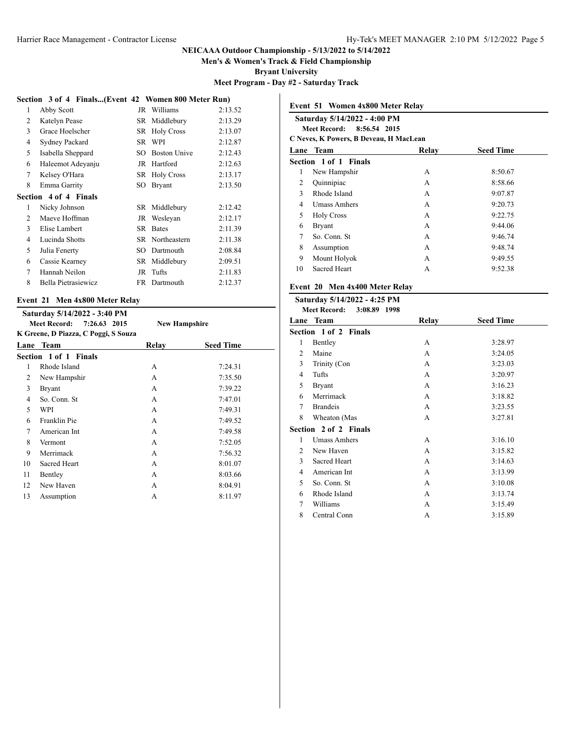**NEICAAA Outdoor Championship - 5/13/2022 to 5/14/2022**

**Men's & Women's Track & Field Championship**

**Bryant University**

**Meet Program - Day #2 - Saturday Track**

### Section 3 of 4 Finals...(Event 42 Women 800 Meter Run)

| Lane | Name | Yr | Team | Seed Time |
|---|---|---|---|---|
| 1 | Abby Scott | JR | Williams | 2:13.52 |
| 2 | Katelyn Pease | SR | Middlebury | 2:13.29 |
| 3 | Grace Hoelscher | SR | Holy Cross | 2:13.07 |
| 4 | Sydney Packard | SR | WPI | 2:12.87 |
| 5 | Isabella Sheppard | SO | Boston Unive | 2:12.43 |
| 6 | Haleemot Adeyanju | JR | Hartford | 2:12.63 |
| 7 | Kelsey O'Hara | SR | Holy Cross | 2:13.17 |
| 8 | Emma Garrity | SO | Bryant | 2:13.50 |

**Section 4 of 4 Finals**

| Lane | Name | Yr | Team | Seed Time |
|---|---|---|---|---|
| 1 | Nicky Johnson | SR | Middlebury | 2:12.42 |
| 2 | Maeve Hoffman | JR | Wesleyan | 2:12.17 |
| 3 | Elise Lambert | SR | Bates | 2:11.39 |
| 4 | Lucinda Shotts | SR | Northeastern | 2:11.38 |
| 5 | Julia Fenerty | SO | Dartmouth | 2:08.84 |
| 6 | Cassie Kearney | SR | Middlebury | 2:09.51 |
| 7 | Hannah Neilon | JR | Tufts | 2:11.83 |
| 8 | Bella Pietrasiewicz | FR | Dartmouth | 2:12.37 |

### Event 21 Men 4x800 Meter Relay

**Saturday 5/14/2022 - 3:40 PM**

**Meet Record: 7:26.63 2015 New Hampshire**

**K Greene, D Piazza, C Poggi, S Souza**

| Lane | Team | Relay | Seed Time |
|---|---|---|---|
| **Section 1 of 1 Finals** | | | |
| 1 | Rhode Island | A | 7:24.31 |
| 2 | New Hampshir | A | 7:35.50 |
| 3 | Bryant | A | 7:39.22 |
| 4 | So. Conn. St | A | 7:47.01 |
| 5 | WPI | A | 7:49.31 |
| 6 | Franklin Pie | A | 7:49.52 |
| 7 | American Int | A | 7:49.58 |
| 8 | Vermont | A | 7:52.05 |
| 9 | Merrimack | A | 7:56.32 |
| 10 | Sacred Heart | A | 8:01.07 |
| 11 | Bentley | A | 8:03.66 |
| 12 | New Haven | A | 8:04.91 |
| 13 | Assumption | A | 8:11.97 |

### Event 51 Women 4x800 Meter Relay

**Saturday 5/14/2022 - 4:00 PM**

**Meet Record: 8:56.54 2015**

**C Neves, K Powers, B Deveau, H MacLean**

| Lane | Team | Relay | Seed Time |
|---|---|---|---|
| **Section 1 of 1 Finals** | | | |
| 1 | New Hampshir | A | 8:50.67 |
| 2 | Quinnipiac | A | 8:58.66 |
| 3 | Rhode Island | A | 9:07.87 |
| 4 | Umass Amhers | A | 9:20.73 |
| 5 | Holy Cross | A | 9:22.75 |
| 6 | Bryant | A | 9:44.06 |
| 7 | So. Conn. St | A | 9:46.74 |
| 8 | Assumption | A | 9:48.74 |
| 9 | Mount Holyok | A | 9:49.55 |
| 10 | Sacred Heart | A | 9:52.38 |

### Event 20 Men 4x400 Meter Relay

**Saturday 5/14/2022 - 4:25 PM**

**Meet Record: 3:08.89 1998**

| Lane | Team | Relay | Seed Time |
|---|---|---|---|
| **Section 1 of 2 Finals** | | | |
| 1 | Bentley | A | 3:28.97 |
| 2 | Maine | A | 3:24.05 |
| 3 | Trinity (Con | A | 3:23.03 |
| 4 | Tufts | A | 3:20.97 |
| 5 | Bryant | A | 3:16.23 |
| 6 | Merrimack | A | 3:18.82 |
| 7 | Brandeis | A | 3:23.55 |
| 8 | Wheaton (Mas | A | 3:27.81 |
| **Section 2 of 2 Finals** | | | |
| 1 | Umass Amhers | A | 3:16.10 |
| 2 | New Haven | A | 3:15.82 |
| 3 | Sacred Heart | A | 3:14.63 |
| 4 | American Int | A | 3:13.99 |
| 5 | So. Conn. St | A | 3:10.08 |
| 6 | Rhode Island | A | 3:13.74 |
| 7 | Williams | A | 3:15.49 |
| 8 | Central Conn | A | 3:15.89 |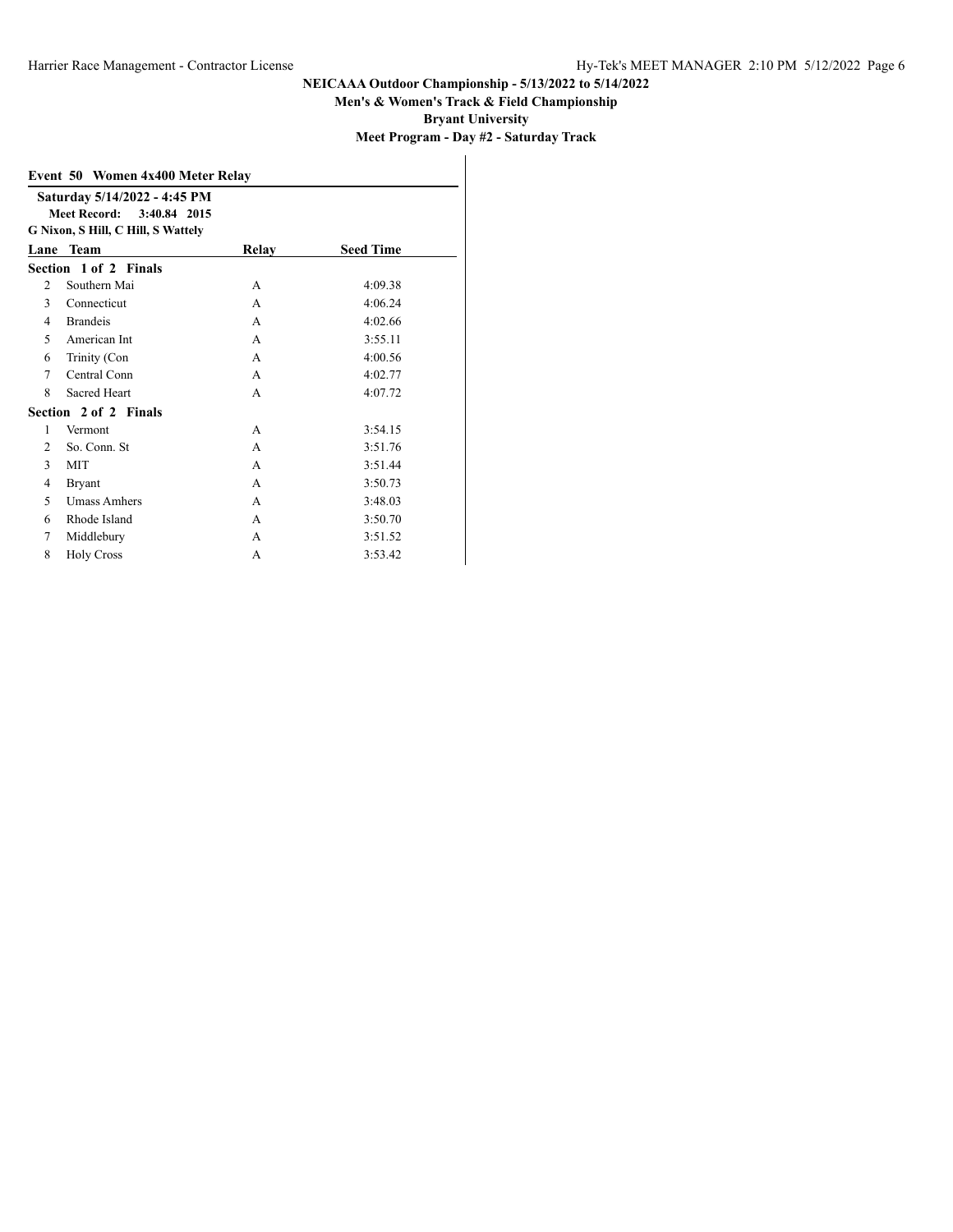# NEICAAA Outdoor Championship - 5/13/2022 to 5/14/2022

## Men's & Women's Track & Field Championship

## Bryant University

## Meet Program - Day #2 - Saturday Track

### Event 50 Women 4x400 Meter Relay

**Saturday 5/14/2022 - 4:45 PM**

**Meet Record: 3:40.84 2015**

**G Nixon, S Hill, C Hill, S Wattely**

| Lane | Team | Relay | Seed Time |
|---|---|---|---|
| **Section 1 of 2 Finals** | | | |
| 2 | Southern Mai | A | 4:09.38 |
| 3 | Connecticut | A | 4:06.24 |
| 4 | Brandeis | A | 4:02.66 |
| 5 | American Int | A | 3:55.11 |
| 6 | Trinity (Con | A | 4:00.56 |
| 7 | Central Conn | A | 4:02.77 |
| 8 | Sacred Heart | A | 4:07.72 |
| **Section 2 of 2 Finals** | | | |
| 1 | Vermont | A | 3:54.15 |
| 2 | So. Conn. St | A | 3:51.76 |
| 3 | MIT | A | 3:51.44 |
| 4 | Bryant | A | 3:50.73 |
| 5 | Umass Amhers | A | 3:48.03 |
| 6 | Rhode Island | A | 3:50.70 |
| 7 | Middlebury | A | 3:51.52 |
| 8 | Holy Cross | A | 3:53.42 |